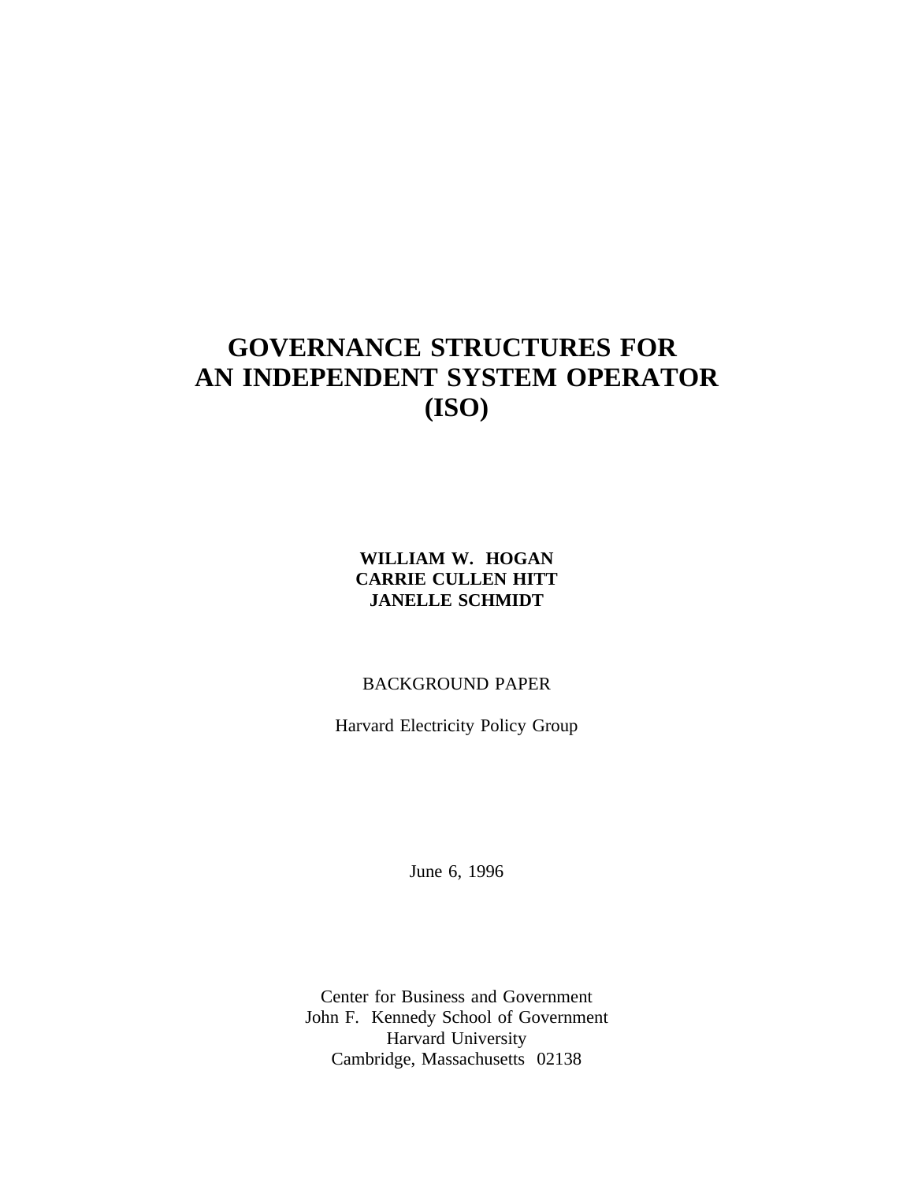# GOVERNANCE STRUCTURES FOR AN INDEPENDENT SYSTEM OPERATOR (ISO)

**WILLIAM W. HOGAN**
**CARRIE CULLEN HITT**
**JANELLE SCHMIDT**

BACKGROUND PAPER

Harvard Electricity Policy Group

June 6, 1996

Center for Business and Government
John F. Kennedy School of Government
Harvard University
Cambridge, Massachusetts 02138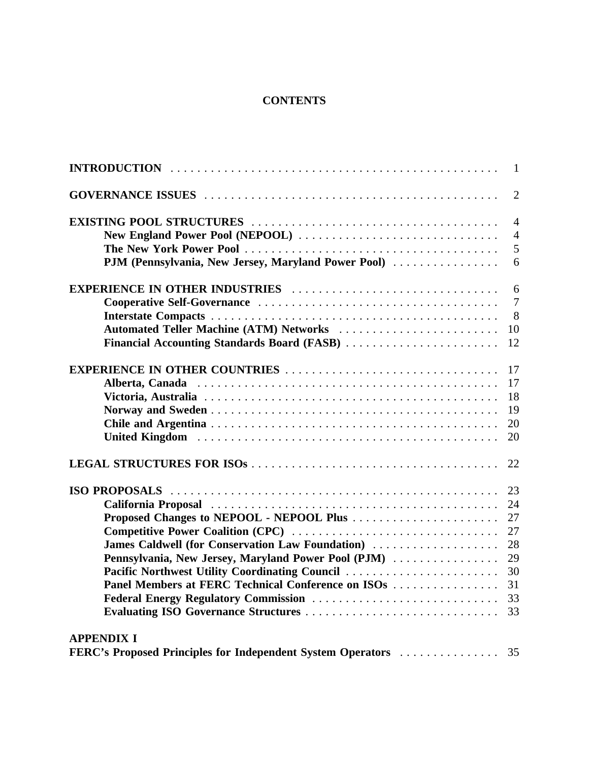# CONTENTS

| | |
|---|---|
| **INTRODUCTION** | 1 |
| **GOVERNANCE ISSUES** | 2 |
| **EXISTING POOL STRUCTURES** | 4 |
| **New England Power Pool (NEPOOL)** | 4 |
| **The New York Power Pool** | 5 |
| **PJM (Pennsylvania, New Jersey, Maryland Power Pool)** | 6 |
| **EXPERIENCE IN OTHER INDUSTRIES** | 6 |
| **Cooperative Self-Governance** | 7 |
| **Interstate Compacts** | 8 |
| **Automated Teller Machine (ATM) Networks** | 10 |
| **Financial Accounting Standards Board (FASB)** | 12 |
| **EXPERIENCE IN OTHER COUNTRIES** | 17 |
| **Alberta, Canada** | 17 |
| **Victoria, Australia** | 18 |
| **Norway and Sweden** | 19 |
| **Chile and Argentina** | 20 |
| **United Kingdom** | 20 |
| **LEGAL STRUCTURES FOR ISOs** | 22 |
| **ISO PROPOSALS** | 23 |
| **California Proposal** | 24 |
| **Proposed Changes to NEPOOL - NEPOOL Plus** | 27 |
| **Competitive Power Coalition (CPC)** | 27 |
| **James Caldwell (for Conservation Law Foundation)** | 28 |
| **Pennsylvania, New Jersey, Maryland Power Pool (PJM)** | 29 |
| **Pacific Northwest Utility Coordinating Council** | 30 |
| **Panel Members at FERC Technical Conference on ISOs** | 31 |
| **Federal Energy Regulatory Commission** | 33 |
| **Evaluating ISO Governance Structures** | 33 |
| **APPENDIX I** | |
| **FERC's Proposed Principles for Independent System Operators** | 35 |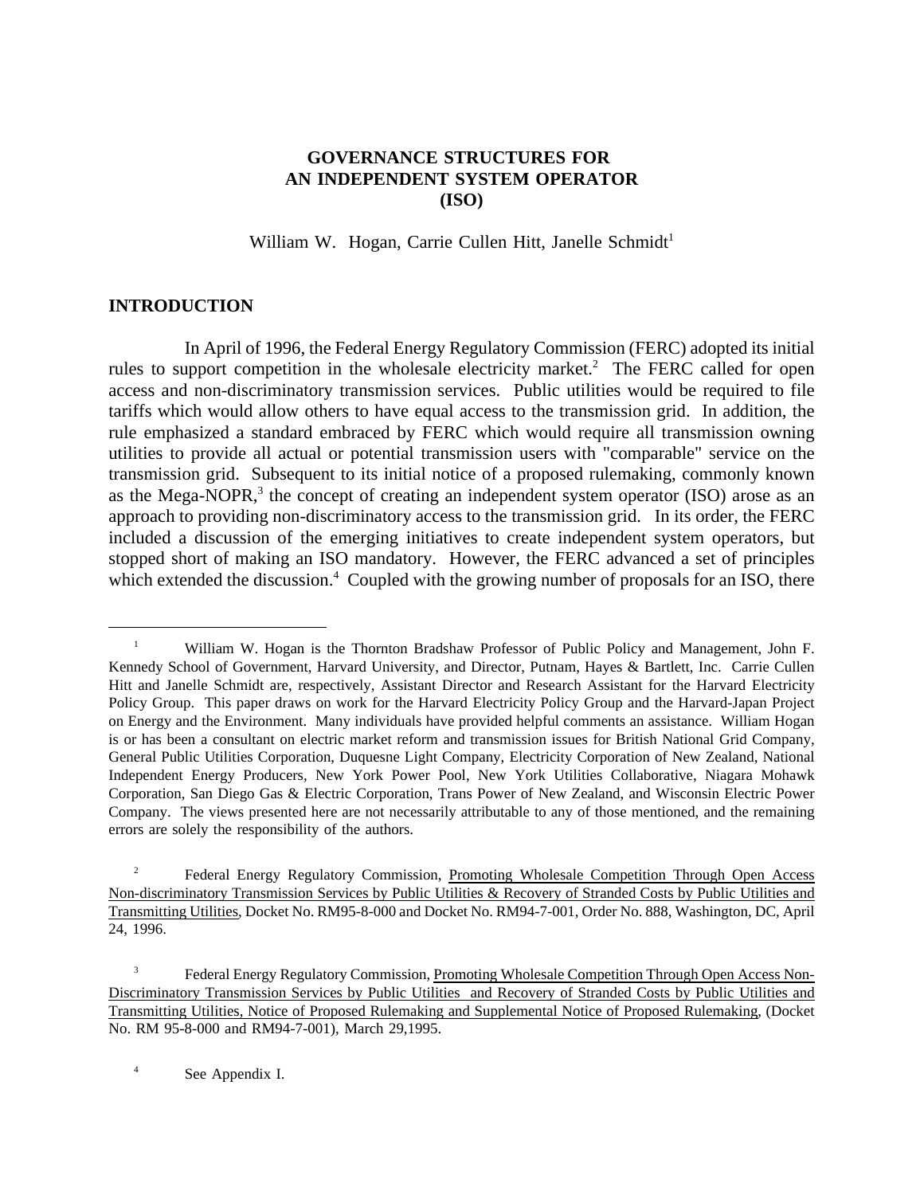# GOVERNANCE STRUCTURES FOR AN INDEPENDENT SYSTEM OPERATOR (ISO)

William W. Hogan, Carrie Cullen Hitt, Janelle Schmidt[1]

## INTRODUCTION

In April of 1996, the Federal Energy Regulatory Commission (FERC) adopted its initial rules to support competition in the wholesale electricity market.[2] The FERC called for open access and non-discriminatory transmission services. Public utilities would be required to file tariffs which would allow others to have equal access to the transmission grid. In addition, the rule emphasized a standard embraced by FERC which would require all transmission owning utilities to provide all actual or potential transmission users with "comparable" service on the transmission grid. Subsequent to its initial notice of a proposed rulemaking, commonly known as the Mega-NOPR,[3] the concept of creating an independent system operator (ISO) arose as an approach to providing non-discriminatory access to the transmission grid. In its order, the FERC included a discussion of the emerging initiatives to create independent system operators, but stopped short of making an ISO mandatory. However, the FERC advanced a set of principles which extended the discussion.[4] Coupled with the growing number of proposals for an ISO, there

---

[1] William W. Hogan is the Thornton Bradshaw Professor of Public Policy and Management, John F. Kennedy School of Government, Harvard University, and Director, Putnam, Hayes & Bartlett, Inc. Carrie Cullen Hitt and Janelle Schmidt are, respectively, Assistant Director and Research Assistant for the Harvard Electricity Policy Group. This paper draws on work for the Harvard Electricity Policy Group and the Harvard-Japan Project on Energy and the Environment. Many individuals have provided helpful comments an assistance. William Hogan is or has been a consultant on electric market reform and transmission issues for British National Grid Company, General Public Utilities Corporation, Duquesne Light Company, Electricity Corporation of New Zealand, National Independent Energy Producers, New York Power Pool, New York Utilities Collaborative, Niagara Mohawk Corporation, San Diego Gas & Electric Corporation, Trans Power of New Zealand, and Wisconsin Electric Power Company. The views presented here are not necessarily attributable to any of those mentioned, and the remaining errors are solely the responsibility of the authors.

[2] Federal Energy Regulatory Commission, Promoting Wholesale Competition Through Open Access Non-discriminatory Transmission Services by Public Utilities & Recovery of Stranded Costs by Public Utilities and Transmitting Utilities, Docket No. RM95-8-000 and Docket No. RM94-7-001, Order No. 888, Washington, DC, April 24, 1996.

[3] Federal Energy Regulatory Commission, Promoting Wholesale Competition Through Open Access Non-Discriminatory Transmission Services by Public Utilities and Recovery of Stranded Costs by Public Utilities and Transmitting Utilities, Notice of Proposed Rulemaking and Supplemental Notice of Proposed Rulemaking, (Docket No. RM 95-8-000 and RM94-7-001), March 29,1995.

[4] See Appendix I.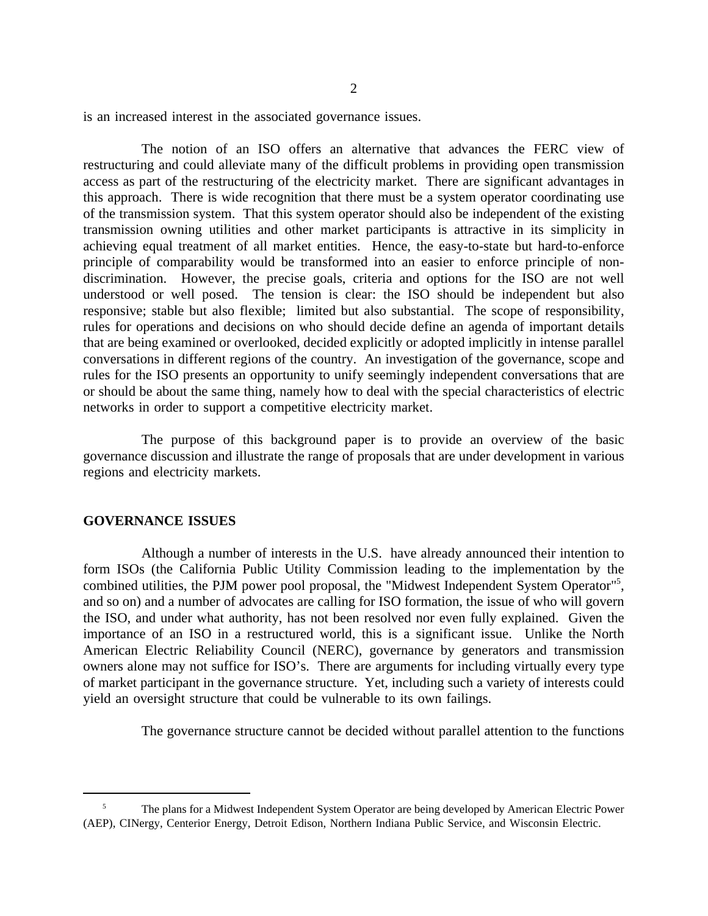is an increased interest in the associated governance issues.

The notion of an ISO offers an alternative that advances the FERC view of restructuring and could alleviate many of the difficult problems in providing open transmission access as part of the restructuring of the electricity market. There are significant advantages in this approach. There is wide recognition that there must be a system operator coordinating use of the transmission system. That this system operator should also be independent of the existing transmission owning utilities and other market participants is attractive in its simplicity in achieving equal treatment of all market entities. Hence, the easy-to-state but hard-to-enforce principle of comparability would be transformed into an easier to enforce principle of non-discrimination. However, the precise goals, criteria and options for the ISO are not well understood or well posed. The tension is clear: the ISO should be independent but also responsive; stable but also flexible; limited but also substantial. The scope of responsibility, rules for operations and decisions on who should decide define an agenda of important details that are being examined or overlooked, decided explicitly or adopted implicitly in intense parallel conversations in different regions of the country. An investigation of the governance, scope and rules for the ISO presents an opportunity to unify seemingly independent conversations that are or should be about the same thing, namely how to deal with the special characteristics of electric networks in order to support a competitive electricity market.

The purpose of this background paper is to provide an overview of the basic governance discussion and illustrate the range of proposals that are under development in various regions and electricity markets.

## GOVERNANCE ISSUES

Although a number of interests in the U.S. have already announced their intention to form ISOs (the California Public Utility Commission leading to the implementation by the combined utilities, the PJM power pool proposal, the "Midwest Independent System Operator"[5], and so on) and a number of advocates are calling for ISO formation, the issue of who will govern the ISO, and under what authority, has not been resolved nor even fully explained. Given the importance of an ISO in a restructured world, this is a significant issue. Unlike the North American Electric Reliability Council (NERC), governance by generators and transmission owners alone may not suffice for ISO's. There are arguments for including virtually every type of market participant in the governance structure. Yet, including such a variety of interests could yield an oversight structure that could be vulnerable to its own failings.

The governance structure cannot be decided without parallel attention to the functions

---

[5] The plans for a Midwest Independent System Operator are being developed by American Electric Power (AEP), CINergy, Centerior Energy, Detroit Edison, Northern Indiana Public Service, and Wisconsin Electric.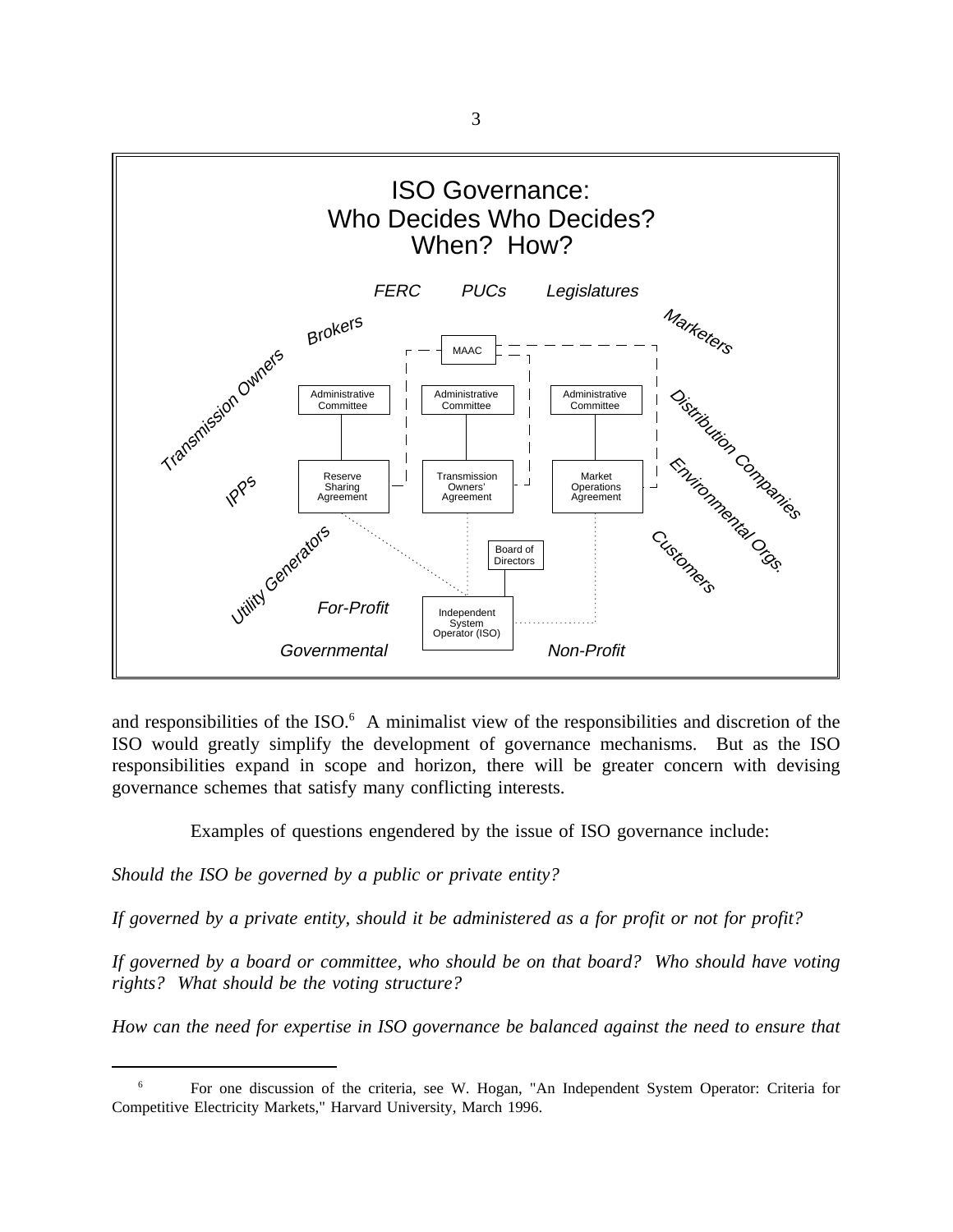**ISO Governance: Who Decides Who Decides? When? How?**

FERC PUCs Legislatures

Brokers, Transmission Owners, IPPs, Utility Generators, Marketers, Distribution Companies, Environmental Orgs., Customers

MAAC

Administrative Committee — Reserve Sharing Agreement

Administrative Committee — Transmission Owners' Agreement

Administrative Committee — Market Operations Agreement

Board of Directors — Independent System Operator (ISO)

For-Profit, Governmental, Non-Profit

and responsibilities of the ISO.[6] A minimalist view of the responsibilities and discretion of the ISO would greatly simplify the development of governance mechanisms. But as the ISO responsibilities expand in scope and horizon, there will be greater concern with devising governance schemes that satisfy many conflicting interests.

Examples of questions engendered by the issue of ISO governance include:

*Should the ISO be governed by a public or private entity?*

*If governed by a private entity, should it be administered as a for profit or not for profit?*

*If governed by a board or committee, who should be on that board? Who should have voting rights? What should be the voting structure?*

*How can the need for expertise in ISO governance be balanced against the need to ensure that*

---

[6] For one discussion of the criteria, see W. Hogan, "An Independent System Operator: Criteria for Competitive Electricity Markets," Harvard University, March 1996.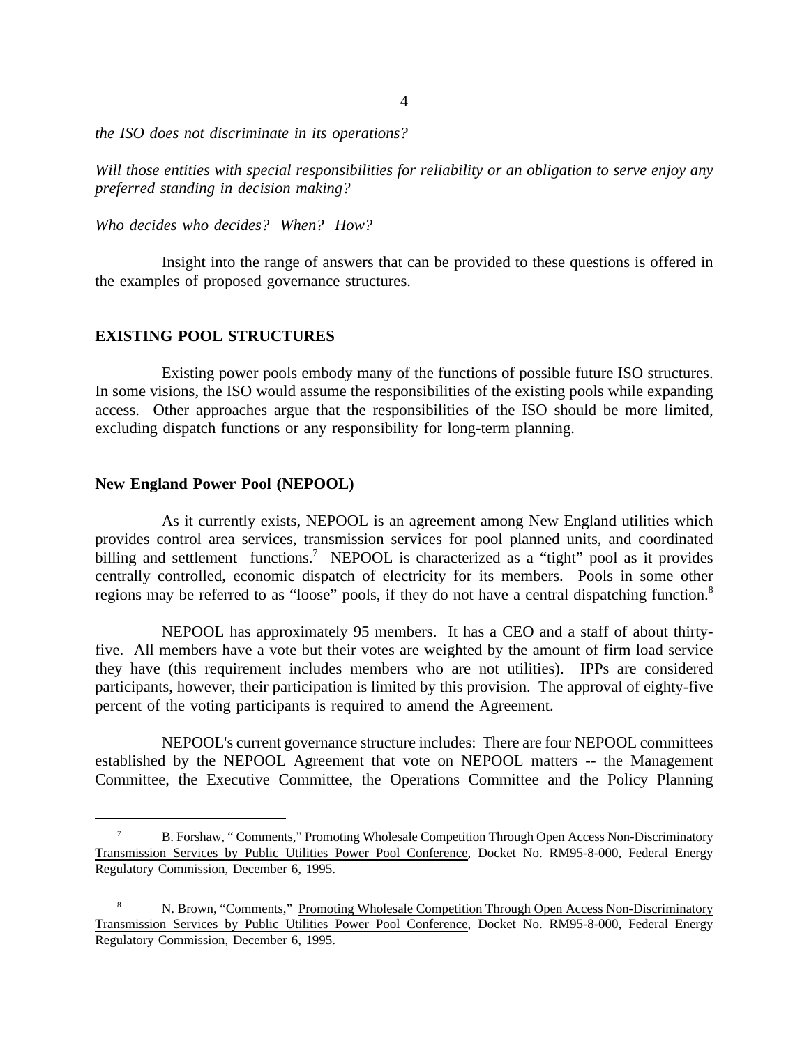*the ISO does not discriminate in its operations?*

*Will those entities with special responsibilities for reliability or an obligation to serve enjoy any preferred standing in decision making?*

*Who decides who decides? When? How?*

Insight into the range of answers that can be provided to these questions is offered in the examples of proposed governance structures.

## EXISTING POOL STRUCTURES

Existing power pools embody many of the functions of possible future ISO structures. In some visions, the ISO would assume the responsibilities of the existing pools while expanding access. Other approaches argue that the responsibilities of the ISO should be more limited, excluding dispatch functions or any responsibility for long-term planning.

### New England Power Pool (NEPOOL)

As it currently exists, NEPOOL is an agreement among New England utilities which provides control area services, transmission services for pool planned units, and coordinated billing and settlement functions.[7] NEPOOL is characterized as a "tight" pool as it provides centrally controlled, economic dispatch of electricity for its members. Pools in some other regions may be referred to as "loose" pools, if they do not have a central dispatching function.[8]

NEPOOL has approximately 95 members. It has a CEO and a staff of about thirty-five. All members have a vote but their votes are weighted by the amount of firm load service they have (this requirement includes members who are not utilities). IPPs are considered participants, however, their participation is limited by this provision. The approval of eighty-five percent of the voting participants is required to amend the Agreement.

NEPOOL's current governance structure includes: There are four NEPOOL committees established by the NEPOOL Agreement that vote on NEPOOL matters -- the Management Committee, the Executive Committee, the Operations Committee and the Policy Planning

---

[7] B. Forshaw, " Comments," Promoting Wholesale Competition Through Open Access Non-Discriminatory Transmission Services by Public Utilities Power Pool Conference, Docket No. RM95-8-000, Federal Energy Regulatory Commission, December 6, 1995.

[8] N. Brown, "Comments," Promoting Wholesale Competition Through Open Access Non-Discriminatory Transmission Services by Public Utilities Power Pool Conference, Docket No. RM95-8-000, Federal Energy Regulatory Commission, December 6, 1995.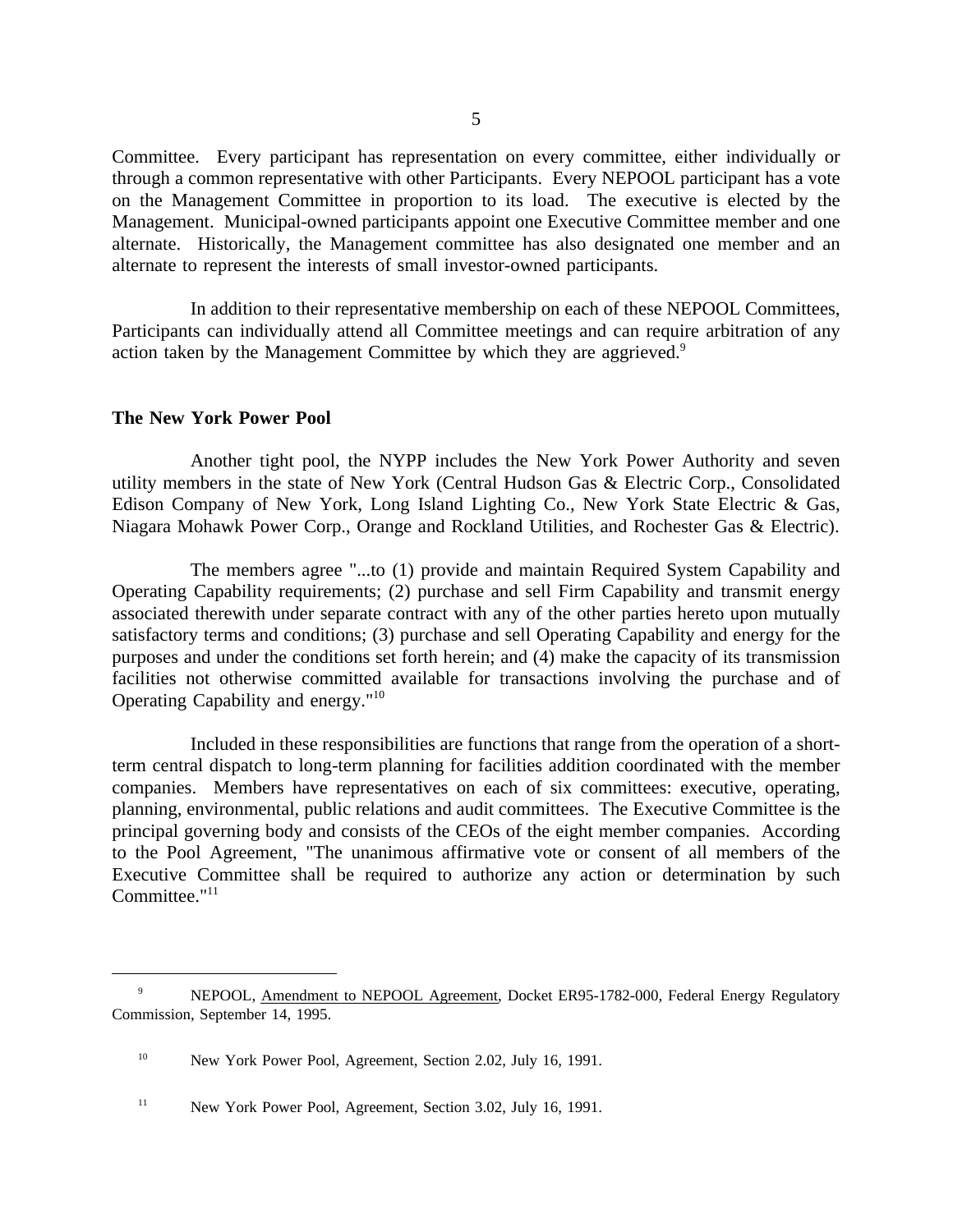Committee. Every participant has representation on every committee, either individually or through a common representative with other Participants. Every NEPOOL participant has a vote on the Management Committee in proportion to its load. The executive is elected by the Management. Municipal-owned participants appoint one Executive Committee member and one alternate. Historically, the Management committee has also designated one member and an alternate to represent the interests of small investor-owned participants.

In addition to their representative membership on each of these NEPOOL Committees, Participants can individually attend all Committee meetings and can require arbitration of any action taken by the Management Committee by which they are aggrieved.[9]

### The New York Power Pool

Another tight pool, the NYPP includes the New York Power Authority and seven utility members in the state of New York (Central Hudson Gas & Electric Corp., Consolidated Edison Company of New York, Long Island Lighting Co., New York State Electric & Gas, Niagara Mohawk Power Corp., Orange and Rockland Utilities, and Rochester Gas & Electric).

The members agree "...to (1) provide and maintain Required System Capability and Operating Capability requirements; (2) purchase and sell Firm Capability and transmit energy associated therewith under separate contract with any of the other parties hereto upon mutually satisfactory terms and conditions; (3) purchase and sell Operating Capability and energy for the purposes and under the conditions set forth herein; and (4) make the capacity of its transmission facilities not otherwise committed available for transactions involving the purchase and of Operating Capability and energy."[10]

Included in these responsibilities are functions that range from the operation of a short-term central dispatch to long-term planning for facilities addition coordinated with the member companies. Members have representatives on each of six committees: executive, operating, planning, environmental, public relations and audit committees. The Executive Committee is the principal governing body and consists of the CEOs of the eight member companies. According to the Pool Agreement, "The unanimous affirmative vote or consent of all members of the Executive Committee shall be required to authorize any action or determination by such Committee."[11]

---

[9] NEPOOL, Amendment to NEPOOL Agreement, Docket ER95-1782-000, Federal Energy Regulatory Commission, September 14, 1995.

[10] New York Power Pool, Agreement, Section 2.02, July 16, 1991.

[11] New York Power Pool, Agreement, Section 3.02, July 16, 1991.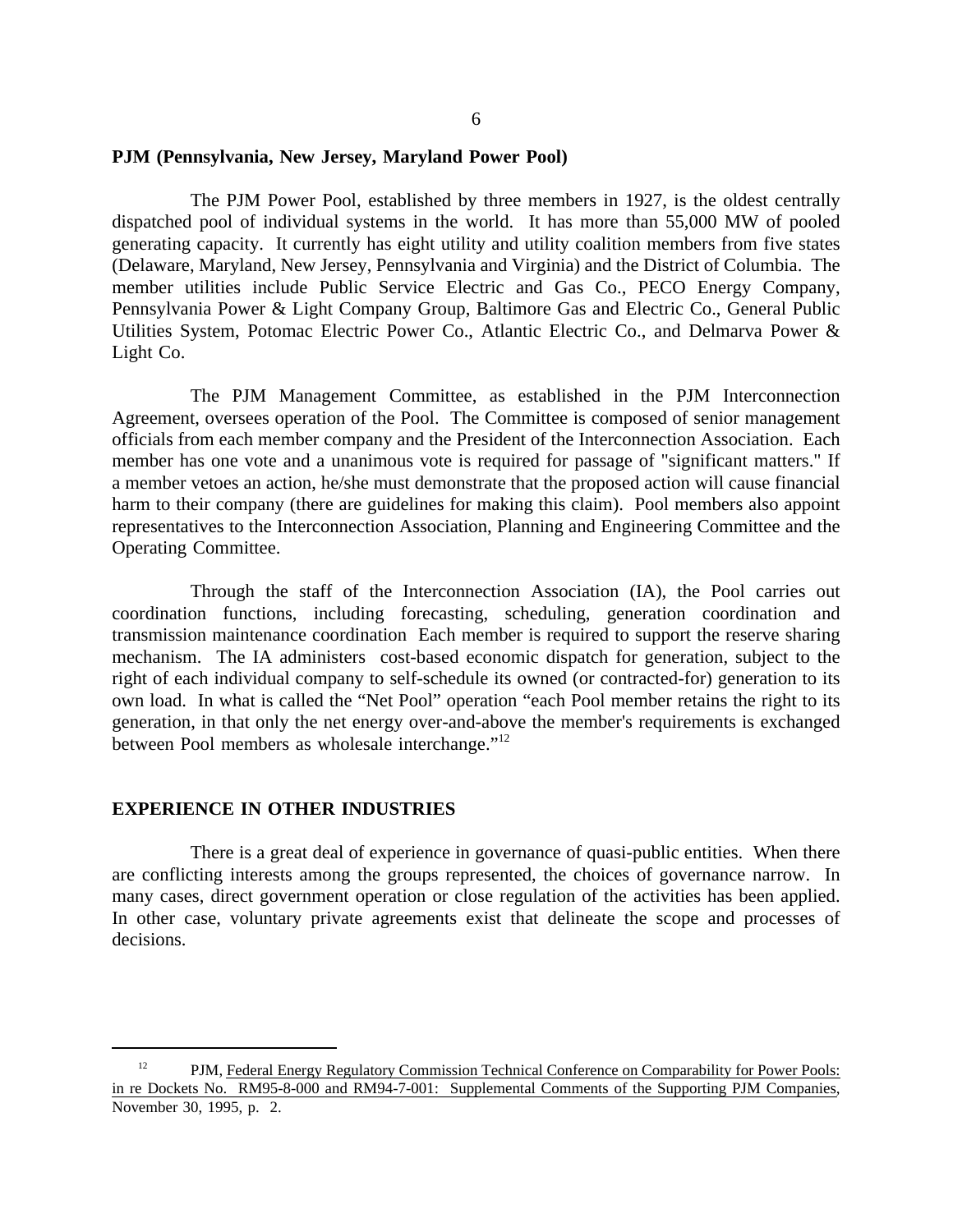**PJM (Pennsylvania, New Jersey, Maryland Power Pool)**

The PJM Power Pool, established by three members in 1927, is the oldest centrally dispatched pool of individual systems in the world. It has more than 55,000 MW of pooled generating capacity. It currently has eight utility and utility coalition members from five states (Delaware, Maryland, New Jersey, Pennsylvania and Virginia) and the District of Columbia. The member utilities include Public Service Electric and Gas Co., PECO Energy Company, Pennsylvania Power & Light Company Group, Baltimore Gas and Electric Co., General Public Utilities System, Potomac Electric Power Co., Atlantic Electric Co., and Delmarva Power & Light Co.

The PJM Management Committee, as established in the PJM Interconnection Agreement, oversees operation of the Pool. The Committee is composed of senior management officials from each member company and the President of the Interconnection Association. Each member has one vote and a unanimous vote is required for passage of "significant matters." If a member vetoes an action, he/she must demonstrate that the proposed action will cause financial harm to their company (there are guidelines for making this claim). Pool members also appoint representatives to the Interconnection Association, Planning and Engineering Committee and the Operating Committee.

Through the staff of the Interconnection Association (IA), the Pool carries out coordination functions, including forecasting, scheduling, generation coordination and transmission maintenance coordination Each member is required to support the reserve sharing mechanism. The IA administers cost-based economic dispatch for generation, subject to the right of each individual company to self-schedule its owned (or contracted-for) generation to its own load. In what is called the "Net Pool" operation "each Pool member retains the right to its generation, in that only the net energy over-and-above the member's requirements is exchanged between Pool members as wholesale interchange."[12]

## EXPERIENCE IN OTHER INDUSTRIES

There is a great deal of experience in governance of quasi-public entities. When there are conflicting interests among the groups represented, the choices of governance narrow. In many cases, direct government operation or close regulation of the activities has been applied. In other case, voluntary private agreements exist that delineate the scope and processes of decisions.

---

[12] PJM, Federal Energy Regulatory Commission Technical Conference on Comparability for Power Pools: in re Dockets No. RM95-8-000 and RM94-7-001: Supplemental Comments of the Supporting PJM Companies, November 30, 1995, p. 2.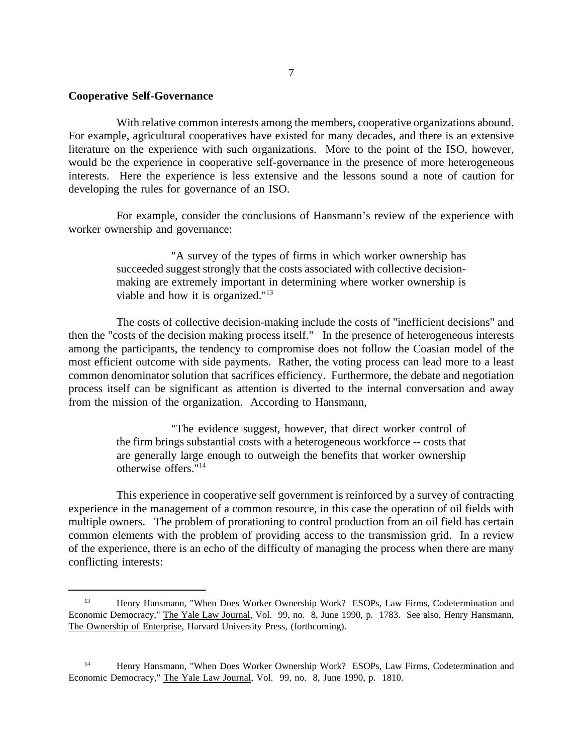**Cooperative Self-Governance**

With relative common interests among the members, cooperative organizations abound. For example, agricultural cooperatives have existed for many decades, and there is an extensive literature on the experience with such organizations. More to the point of the ISO, however, would be the experience in cooperative self-governance in the presence of more heterogeneous interests. Here the experience is less extensive and the lessons sound a note of caution for developing the rules for governance of an ISO.

For example, consider the conclusions of Hansmann's review of the experience with worker ownership and governance:

> "A survey of the types of firms in which worker ownership has succeeded suggest strongly that the costs associated with collective decision-making are extremely important in determining where worker ownership is viable and how it is organized."[13]

The costs of collective decision-making include the costs of "inefficient decisions" and then the "costs of the decision making process itself." In the presence of heterogeneous interests among the participants, the tendency to compromise does not follow the Coasian model of the most efficient outcome with side payments. Rather, the voting process can lead more to a least common denominator solution that sacrifices efficiency. Furthermore, the debate and negotiation process itself can be significant as attention is diverted to the internal conversation and away from the mission of the organization. According to Hansmann,

> "The evidence suggest, however, that direct worker control of the firm brings substantial costs with a heterogeneous workforce -- costs that are generally large enough to outweigh the benefits that worker ownership otherwise offers."[14]

This experience in cooperative self government is reinforced by a survey of contracting experience in the management of a common resource, in this case the operation of oil fields with multiple owners. The problem of prorationing to control production from an oil field has certain common elements with the problem of providing access to the transmission grid. In a review of the experience, there is an echo of the difficulty of managing the process when there are many conflicting interests:

---

[13] Henry Hansmann, "When Does Worker Ownership Work? ESOPs, Law Firms, Codetermination and Economic Democracy," The Yale Law Journal, Vol. 99, no. 8, June 1990, p. 1783. See also, Henry Hansmann, The Ownership of Enterprise, Harvard University Press, (forthcoming).

[14] Henry Hansmann, "When Does Worker Ownership Work? ESOPs, Law Firms, Codetermination and Economic Democracy," The Yale Law Journal, Vol. 99, no. 8, June 1990, p. 1810.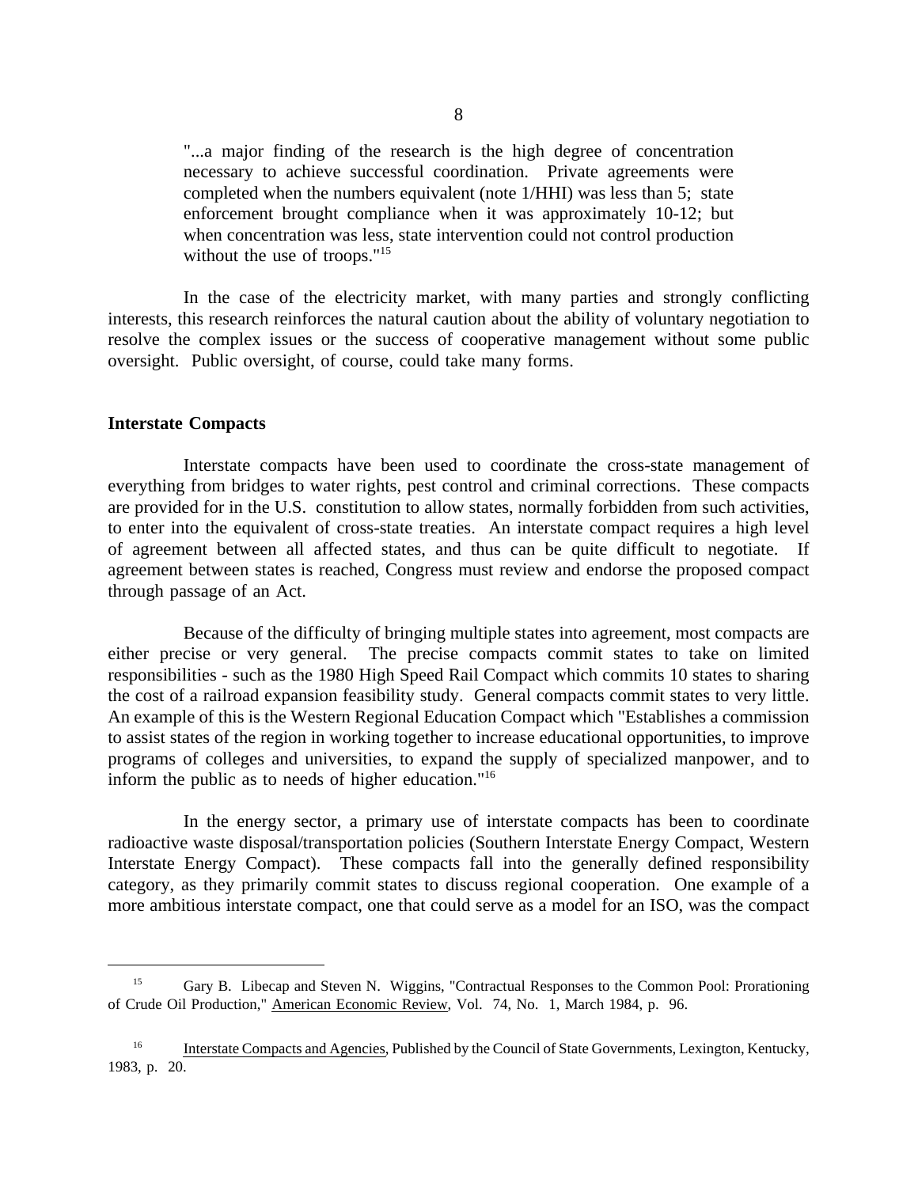> "...a major finding of the research is the high degree of concentration necessary to achieve successful coordination. Private agreements were completed when the numbers equivalent (note 1/HHI) was less than 5; state enforcement brought compliance when it was approximately 10-12; but when concentration was less, state intervention could not control production without the use of troops."[15]

In the case of the electricity market, with many parties and strongly conflicting interests, this research reinforces the natural caution about the ability of voluntary negotiation to resolve the complex issues or the success of cooperative management without some public oversight. Public oversight, of course, could take many forms.

**Interstate Compacts**

Interstate compacts have been used to coordinate the cross-state management of everything from bridges to water rights, pest control and criminal corrections. These compacts are provided for in the U.S. constitution to allow states, normally forbidden from such activities, to enter into the equivalent of cross-state treaties. An interstate compact requires a high level of agreement between all affected states, and thus can be quite difficult to negotiate. If agreement between states is reached, Congress must review and endorse the proposed compact through passage of an Act.

Because of the difficulty of bringing multiple states into agreement, most compacts are either precise or very general. The precise compacts commit states to take on limited responsibilities - such as the 1980 High Speed Rail Compact which commits 10 states to sharing the cost of a railroad expansion feasibility study. General compacts commit states to very little. An example of this is the Western Regional Education Compact which "Establishes a commission to assist states of the region in working together to increase educational opportunities, to improve programs of colleges and universities, to expand the supply of specialized manpower, and to inform the public as to needs of higher education."[16]

In the energy sector, a primary use of interstate compacts has been to coordinate radioactive waste disposal/transportation policies (Southern Interstate Energy Compact, Western Interstate Energy Compact). These compacts fall into the generally defined responsibility category, as they primarily commit states to discuss regional cooperation. One example of a more ambitious interstate compact, one that could serve as a model for an ISO, was the compact

---

[15] Gary B. Libecap and Steven N. Wiggins, "Contractual Responses to the Common Pool: Prorationing of Crude Oil Production," American Economic Review, Vol. 74, No. 1, March 1984, p. 96.

[16] Interstate Compacts and Agencies, Published by the Council of State Governments, Lexington, Kentucky, 1983, p. 20.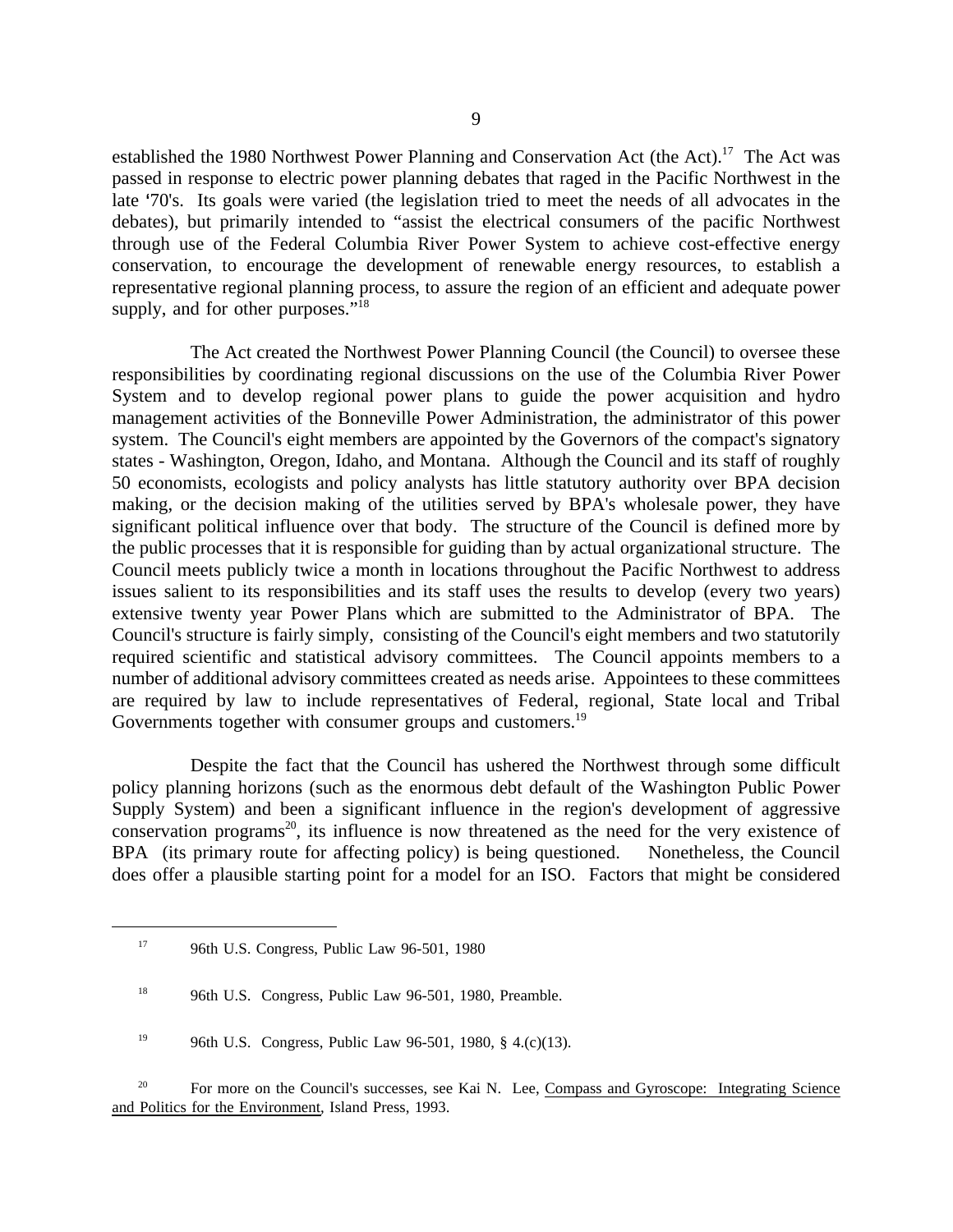established the 1980 Northwest Power Planning and Conservation Act (the Act).[17] The Act was passed in response to electric power planning debates that raged in the Pacific Northwest in the late '70's. Its goals were varied (the legislation tried to meet the needs of all advocates in the debates), but primarily intended to "assist the electrical consumers of the pacific Northwest through use of the Federal Columbia River Power System to achieve cost-effective energy conservation, to encourage the development of renewable energy resources, to establish a representative regional planning process, to assure the region of an efficient and adequate power supply, and for other purposes."[18]

The Act created the Northwest Power Planning Council (the Council) to oversee these responsibilities by coordinating regional discussions on the use of the Columbia River Power System and to develop regional power plans to guide the power acquisition and hydro management activities of the Bonneville Power Administration, the administrator of this power system. The Council's eight members are appointed by the Governors of the compact's signatory states - Washington, Oregon, Idaho, and Montana. Although the Council and its staff of roughly 50 economists, ecologists and policy analysts has little statutory authority over BPA decision making, or the decision making of the utilities served by BPA's wholesale power, they have significant political influence over that body. The structure of the Council is defined more by the public processes that it is responsible for guiding than by actual organizational structure. The Council meets publicly twice a month in locations throughout the Pacific Northwest to address issues salient to its responsibilities and its staff uses the results to develop (every two years) extensive twenty year Power Plans which are submitted to the Administrator of BPA. The Council's structure is fairly simply, consisting of the Council's eight members and two statutorily required scientific and statistical advisory committees. The Council appoints members to a number of additional advisory committees created as needs arise. Appointees to these committees are required by law to include representatives of Federal, regional, State local and Tribal Governments together with consumer groups and customers.[19]

Despite the fact that the Council has ushered the Northwest through some difficult policy planning horizons (such as the enormous debt default of the Washington Public Power Supply System) and been a significant influence in the region's development of aggressive conservation programs[20], its influence is now threatened as the need for the very existence of BPA (its primary route for affecting policy) is being questioned. Nonetheless, the Council does offer a plausible starting point for a model for an ISO. Factors that might be considered

---

[17] 96th U.S. Congress, Public Law 96-501, 1980

[18] 96th U.S. Congress, Public Law 96-501, 1980, Preamble.

[19] 96th U.S. Congress, Public Law 96-501, 1980, § 4.(c)(13).

[20] For more on the Council's successes, see Kai N. Lee, Compass and Gyroscope: Integrating Science and Politics for the Environment, Island Press, 1993.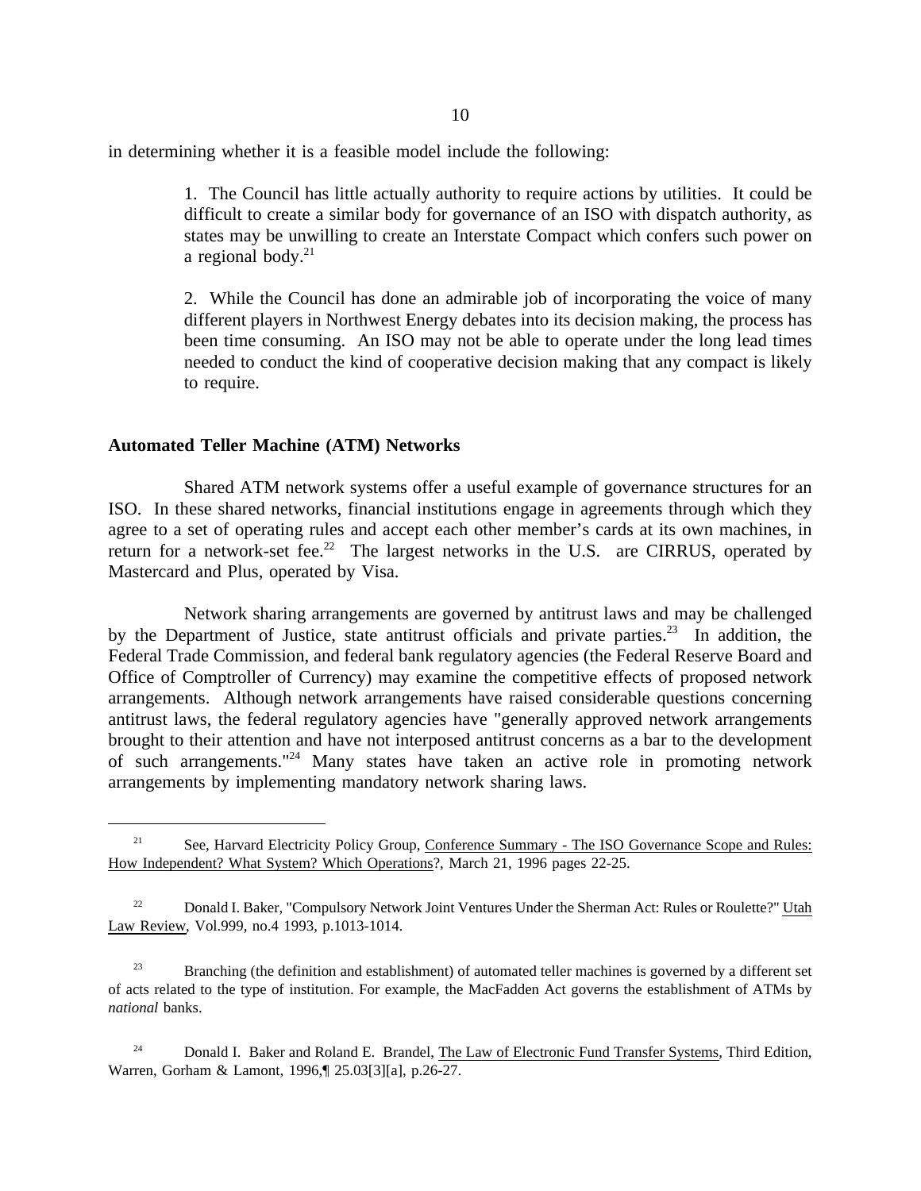in determining whether it is a feasible model include the following:

> 1. The Council has little actually authority to require actions by utilities. It could be difficult to create a similar body for governance of an ISO with dispatch authority, as states may be unwilling to create an Interstate Compact which confers such power on a regional body.[21]
>
> 2. While the Council has done an admirable job of incorporating the voice of many different players in Northwest Energy debates into its decision making, the process has been time consuming. An ISO may not be able to operate under the long lead times needed to conduct the kind of cooperative decision making that any compact is likely to require.

**Automated Teller Machine (ATM) Networks**

Shared ATM network systems offer a useful example of governance structures for an ISO. In these shared networks, financial institutions engage in agreements through which they agree to a set of operating rules and accept each other member's cards at its own machines, in return for a network-set fee.[22] The largest networks in the U.S. are CIRRUS, operated by Mastercard and Plus, operated by Visa.

Network sharing arrangements are governed by antitrust laws and may be challenged by the Department of Justice, state antitrust officials and private parties.[23] In addition, the Federal Trade Commission, and federal bank regulatory agencies (the Federal Reserve Board and Office of Comptroller of Currency) may examine the competitive effects of proposed network arrangements. Although network arrangements have raised considerable questions concerning antitrust laws, the federal regulatory agencies have "generally approved network arrangements brought to their attention and have not interposed antitrust concerns as a bar to the development of such arrangements."[24] Many states have taken an active role in promoting network arrangements by implementing mandatory network sharing laws.

---

[21] See, Harvard Electricity Policy Group, Conference Summary - The ISO Governance Scope and Rules: How Independent? What System? Which Operations?, March 21, 1996 pages 22-25.

[22] Donald I. Baker, "Compulsory Network Joint Ventures Under the Sherman Act: Rules or Roulette?" Utah Law Review, Vol.999, no.4 1993, p.1013-1014.

[23] Branching (the definition and establishment) of automated teller machines is governed by a different set of acts related to the type of institution. For example, the MacFadden Act governs the establishment of ATMs by *national* banks.

[24] Donald I. Baker and Roland E. Brandel, The Law of Electronic Fund Transfer Systems, Third Edition, Warren, Gorham & Lamont, 1996,¶ 25.03[3][a], p.26-27.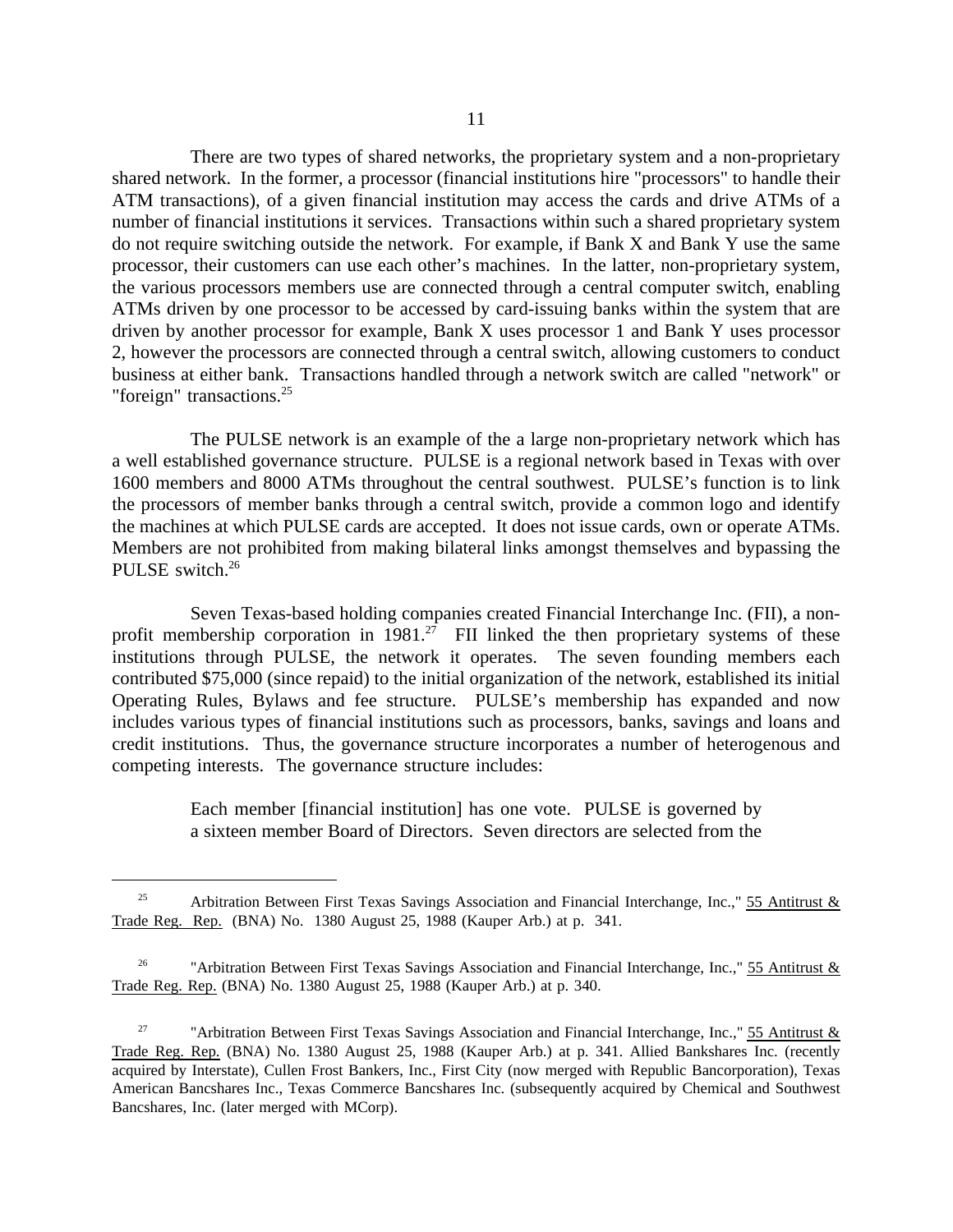There are two types of shared networks, the proprietary system and a non-proprietary shared network. In the former, a processor (financial institutions hire "processors" to handle their ATM transactions), of a given financial institution may access the cards and drive ATMs of a number of financial institutions it services. Transactions within such a shared proprietary system do not require switching outside the network. For example, if Bank X and Bank Y use the same processor, their customers can use each other's machines. In the latter, non-proprietary system, the various processors members use are connected through a central computer switch, enabling ATMs driven by one processor to be accessed by card-issuing banks within the system that are driven by another processor for example, Bank X uses processor 1 and Bank Y uses processor 2, however the processors are connected through a central switch, allowing customers to conduct business at either bank. Transactions handled through a network switch are called "network" or "foreign" transactions.[25]

The PULSE network is an example of the a large non-proprietary network which has a well established governance structure. PULSE is a regional network based in Texas with over 1600 members and 8000 ATMs throughout the central southwest. PULSE's function is to link the processors of member banks through a central switch, provide a common logo and identify the machines at which PULSE cards are accepted. It does not issue cards, own or operate ATMs. Members are not prohibited from making bilateral links amongst themselves and bypassing the PULSE switch.[26]

Seven Texas-based holding companies created Financial Interchange Inc. (FII), a non-profit membership corporation in 1981.[27] FII linked the then proprietary systems of these institutions through PULSE, the network it operates. The seven founding members each contributed $75,000 (since repaid) to the initial organization of the network, established its initial Operating Rules, Bylaws and fee structure. PULSE's membership has expanded and now includes various types of financial institutions such as processors, banks, savings and loans and credit institutions. Thus, the governance structure incorporates a number of heterogenous and competing interests. The governance structure includes:

> Each member [financial institution] has one vote. PULSE is governed by a sixteen member Board of Directors. Seven directors are selected from the

---

[25] Arbitration Between First Texas Savings Association and Financial Interchange, Inc.," 55 Antitrust & Trade Reg. Rep. (BNA) No. 1380 August 25, 1988 (Kauper Arb.) at p. 341.

[26] "Arbitration Between First Texas Savings Association and Financial Interchange, Inc.," 55 Antitrust & Trade Reg. Rep. (BNA) No. 1380 August 25, 1988 (Kauper Arb.) at p. 340.

[27] "Arbitration Between First Texas Savings Association and Financial Interchange, Inc.," 55 Antitrust & Trade Reg. Rep. (BNA) No. 1380 August 25, 1988 (Kauper Arb.) at p. 341. Allied Bankshares Inc. (recently acquired by Interstate), Cullen Frost Bankers, Inc., First City (now merged with Republic Bancorporation), Texas American Bancshares Inc., Texas Commerce Bancshares Inc. (subsequently acquired by Chemical and Southwest Bancshares, Inc. (later merged with MCorp).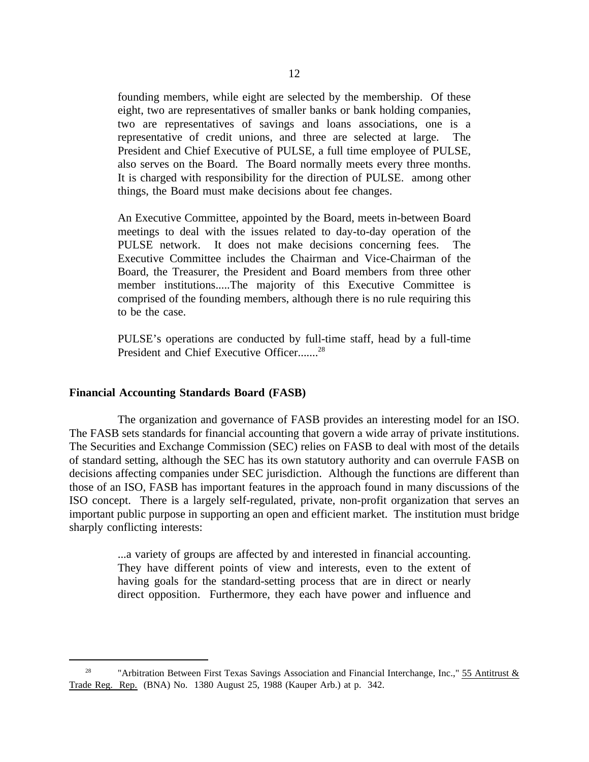> founding members, while eight are selected by the membership. Of these eight, two are representatives of smaller banks or bank holding companies, two are representatives of savings and loans associations, one is a representative of credit unions, and three are selected at large. The President and Chief Executive of PULSE, a full time employee of PULSE, also serves on the Board. The Board normally meets every three months. It is charged with responsibility for the direction of PULSE. among other things, the Board must make decisions about fee changes.
>
> An Executive Committee, appointed by the Board, meets in-between Board meetings to deal with the issues related to day-to-day operation of the PULSE network. It does not make decisions concerning fees. The Executive Committee includes the Chairman and Vice-Chairman of the Board, the Treasurer, the President and Board members from three other member institutions.....The majority of this Executive Committee is comprised of the founding members, although there is no rule requiring this to be the case.
>
> PULSE's operations are conducted by full-time staff, head by a full-time President and Chief Executive Officer.......[28]

**Financial Accounting Standards Board (FASB)**

The organization and governance of FASB provides an interesting model for an ISO. The FASB sets standards for financial accounting that govern a wide array of private institutions. The Securities and Exchange Commission (SEC) relies on FASB to deal with most of the details of standard setting, although the SEC has its own statutory authority and can overrule FASB on decisions affecting companies under SEC jurisdiction. Although the functions are different than those of an ISO, FASB has important features in the approach found in many discussions of the ISO concept. There is a largely self-regulated, private, non-profit organization that serves an important public purpose in supporting an open and efficient market. The institution must bridge sharply conflicting interests:

> ...a variety of groups are affected by and interested in financial accounting. They have different points of view and interests, even to the extent of having goals for the standard-setting process that are in direct or nearly direct opposition. Furthermore, they each have power and influence and

---

[28] "Arbitration Between First Texas Savings Association and Financial Interchange, Inc.," 55 Antitrust & Trade Reg. Rep. (BNA) No. 1380 August 25, 1988 (Kauper Arb.) at p. 342.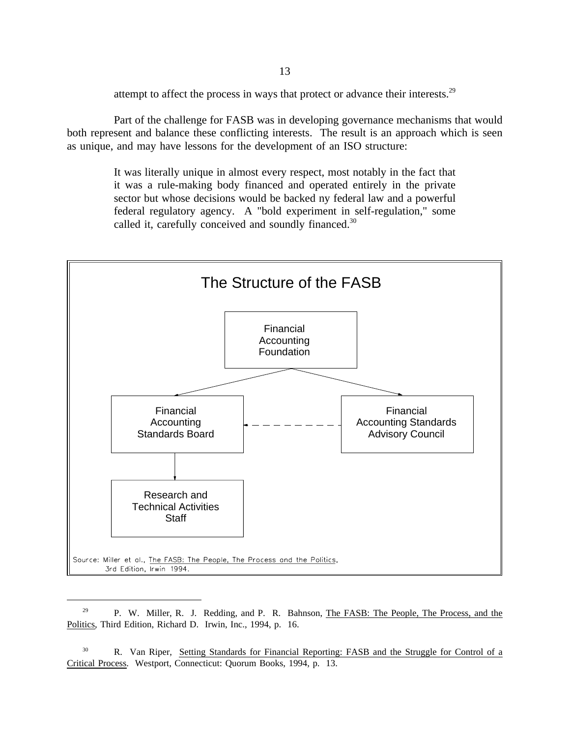attempt to affect the process in ways that protect or advance their interests.[29]

Part of the challenge for FASB was in developing governance mechanisms that would both represent and balance these conflicting interests. The result is an approach which is seen as unique, and may have lessons for the development of an ISO structure:

> It was literally unique in almost every respect, most notably in the fact that it was a rule-making body financed and operated entirely in the private sector but whose decisions would be backed ny federal law and a powerful federal regulatory agency. A "bold experiment in self-regulation," some called it, carefully conceived and soundly financed.[30]

**The Structure of the FASB**

- Financial Accounting Foundation
  - Financial Accounting Standards Board
    - Research and Technical Activities Staff
  - Financial Accounting Standards Advisory Council (dashed link to Financial Accounting Standards Board)

Source: Miller et al., The FASB: The People, The Process and the Politics, 3rd Edition, Irwin 1994.

---

[29] P. W. Miller, R. J. Redding, and P. R. Bahnson, The FASB: The People, The Process, and the Politics, Third Edition, Richard D. Irwin, Inc., 1994, p. 16.

[30] R. Van Riper, Setting Standards for Financial Reporting: FASB and the Struggle for Control of a Critical Process. Westport, Connecticut: Quorum Books, 1994, p. 13.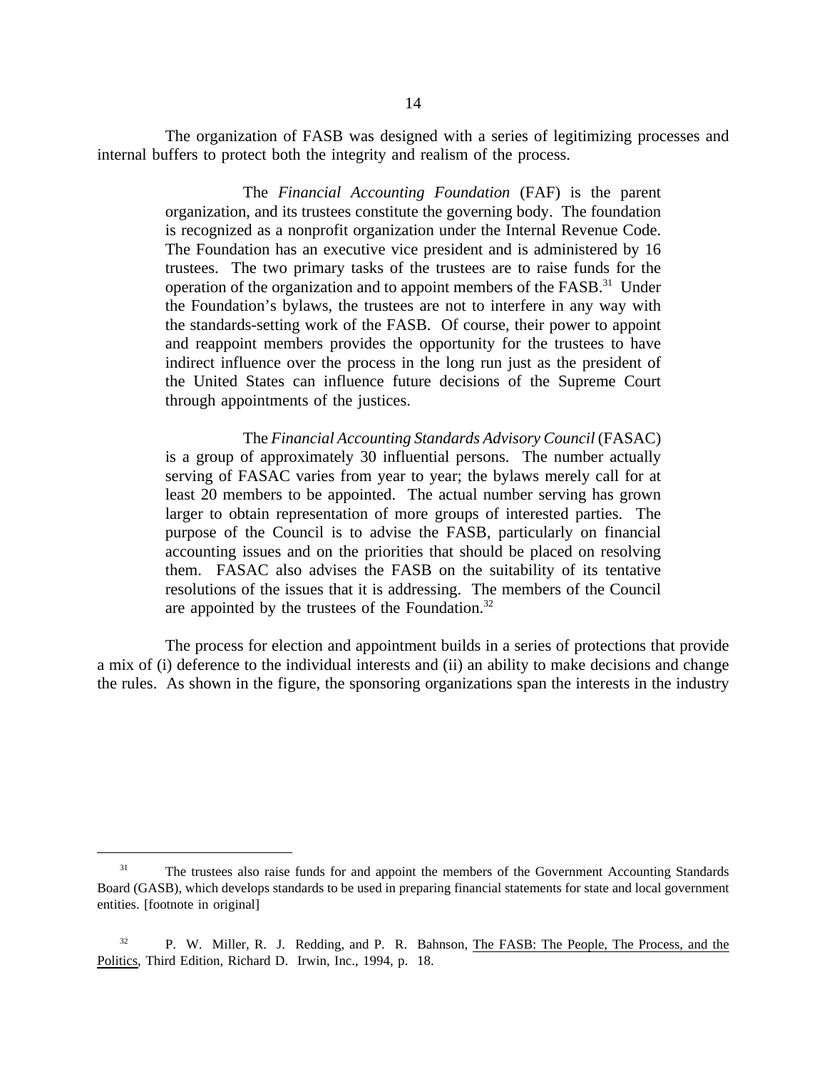The organization of FASB was designed with a series of legitimizing processes and internal buffers to protect both the integrity and realism of the process.

> The *Financial Accounting Foundation* (FAF) is the parent organization, and its trustees constitute the governing body. The foundation is recognized as a nonprofit organization under the Internal Revenue Code. The Foundation has an executive vice president and is administered by 16 trustees. The two primary tasks of the trustees are to raise funds for the operation of the organization and to appoint members of the FASB.[31] Under the Foundation's bylaws, the trustees are not to interfere in any way with the standards-setting work of the FASB. Of course, their power to appoint and reappoint members provides the opportunity for the trustees to have indirect influence over the process in the long run just as the president of the United States can influence future decisions of the Supreme Court through appointments of the justices.
>
> The *Financial Accounting Standards Advisory Council* (FASAC) is a group of approximately 30 influential persons. The number actually serving of FASAC varies from year to year; the bylaws merely call for at least 20 members to be appointed. The actual number serving has grown larger to obtain representation of more groups of interested parties. The purpose of the Council is to advise the FASB, particularly on financial accounting issues and on the priorities that should be placed on resolving them. FASAC also advises the FASB on the suitability of its tentative resolutions of the issues that it is addressing. The members of the Council are appointed by the trustees of the Foundation.[32]

The process for election and appointment builds in a series of protections that provide a mix of (i) deference to the individual interests and (ii) an ability to make decisions and change the rules. As shown in the figure, the sponsoring organizations span the interests in the industry

---

[31] The trustees also raise funds for and appoint the members of the Government Accounting Standards Board (GASB), which develops standards to be used in preparing financial statements for state and local government entities. [footnote in original]

[32] P. W. Miller, R. J. Redding, and P. R. Bahnson, The FASB: The People, The Process, and the Politics, Third Edition, Richard D. Irwin, Inc., 1994, p. 18.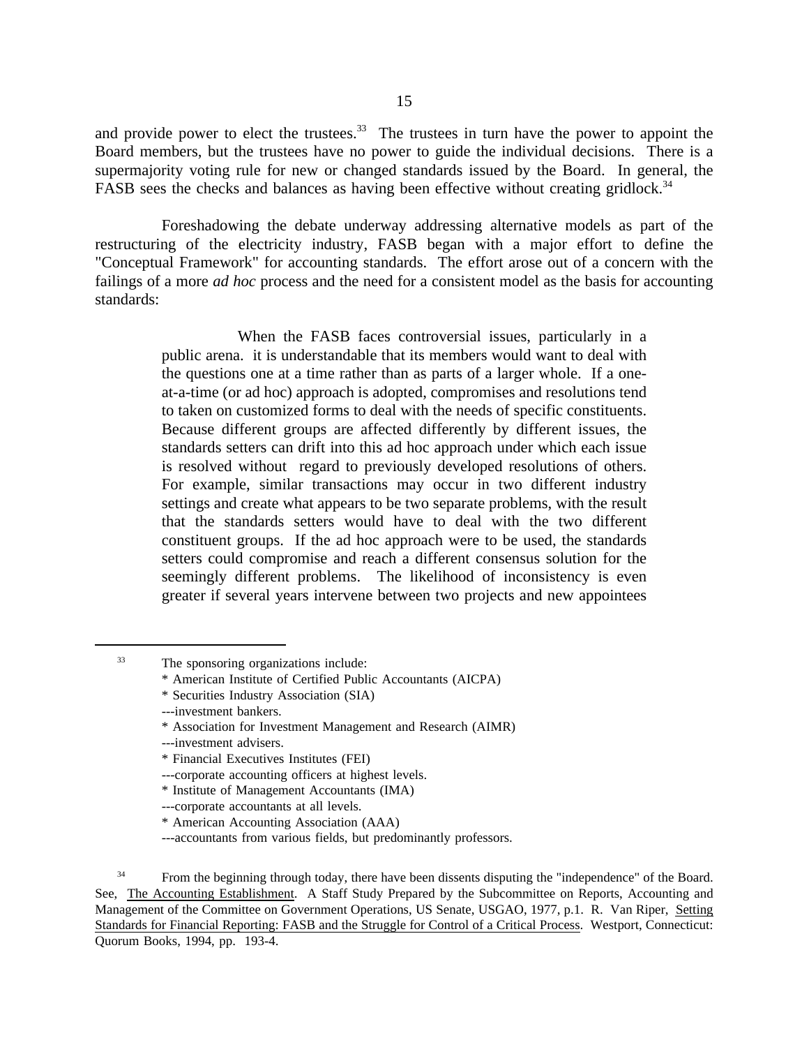and provide power to elect the trustees.[33] The trustees in turn have the power to appoint the Board members, but the trustees have no power to guide the individual decisions. There is a supermajority voting rule for new or changed standards issued by the Board. In general, the FASB sees the checks and balances as having been effective without creating gridlock.[34]

Foreshadowing the debate underway addressing alternative models as part of the restructuring of the electricity industry, FASB began with a major effort to define the "Conceptual Framework" for accounting standards. The effort arose out of a concern with the failings of a more *ad hoc* process and the need for a consistent model as the basis for accounting standards:

> When the FASB faces controversial issues, particularly in a public arena. it is understandable that its members would want to deal with the questions one at a time rather than as parts of a larger whole. If a one-at-a-time (or ad hoc) approach is adopted, compromises and resolutions tend to taken on customized forms to deal with the needs of specific constituents. Because different groups are affected differently by different issues, the standards setters can drift into this ad hoc approach under which each issue is resolved without regard to previously developed resolutions of others. For example, similar transactions may occur in two different industry settings and create what appears to be two separate problems, with the result that the standards setters would have to deal with the two different constituent groups. If the ad hoc approach were to be used, the standards setters could compromise and reach a different consensus solution for the seemingly different problems. The likelihood of inconsistency is even greater if several years intervene between two projects and new appointees

---

[33] The sponsoring organizations include:
* American Institute of Certified Public Accountants (AICPA)
* Securities Industry Association (SIA)
---investment bankers.
* Association for Investment Management and Research (AIMR)
---investment advisers.
* Financial Executives Institutes (FEI)
---corporate accounting officers at highest levels.
* Institute of Management Accountants (IMA)
---corporate accountants at all levels.
* American Accounting Association (AAA)
---accountants from various fields, but predominantly professors.

[34] From the beginning through today, there have been dissents disputing the "independence" of the Board. See, The Accounting Establishment. A Staff Study Prepared by the Subcommittee on Reports, Accounting and Management of the Committee on Government Operations, US Senate, USGAO, 1977, p.1. R. Van Riper, Setting Standards for Financial Reporting: FASB and the Struggle for Control of a Critical Process. Westport, Connecticut: Quorum Books, 1994, pp. 193-4.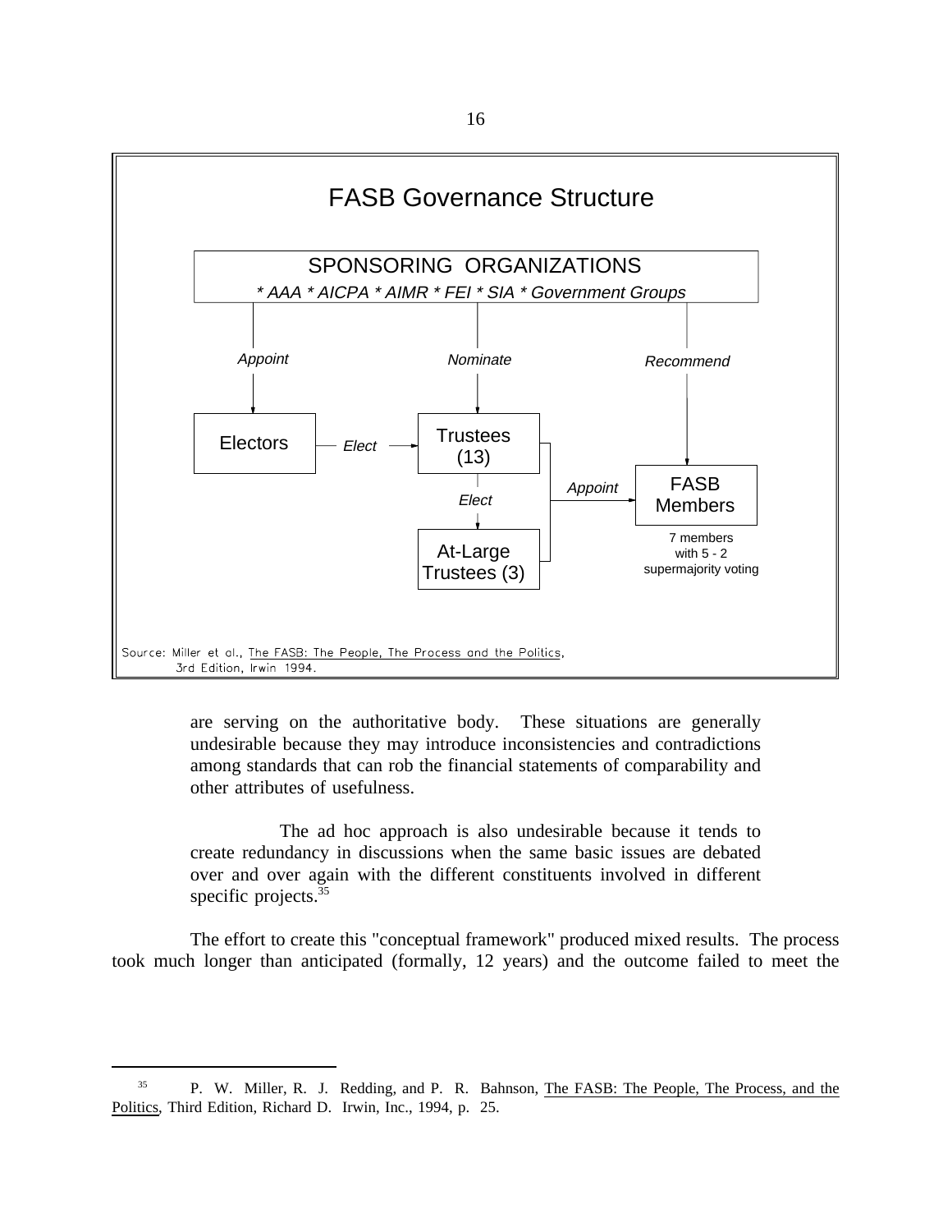FASB Governance Structure

SPONSORING ORGANIZATIONS
* AAA * AICPA * AIMR * FEI * SIA * Government Groups

Appoint → Electors — Elect → Trustees (13)

Nominate → Trustees (13) — Elect → At-Large Trustees (3)

Trustees (13) and At-Large Trustees (3) — Appoint → FASB Members

Recommend → FASB Members

FASB Members: 7 members with 5 - 2 supermajority voting

Source: Miller et al., The FASB: The People, The Process and the Politics, 3rd Edition, Irwin 1994.

> are serving on the authoritative body. These situations are generally undesirable because they may introduce inconsistencies and contradictions among standards that can rob the financial statements of comparability and other attributes of usefulness.
>
> The ad hoc approach is also undesirable because it tends to create redundancy in discussions when the same basic issues are debated over and over again with the different constituents involved in different specific projects.[35]

The effort to create this "conceptual framework" produced mixed results. The process took much longer than anticipated (formally, 12 years) and the outcome failed to meet the

---

[35] P. W. Miller, R. J. Redding, and P. R. Bahnson, The FASB: The People, The Process, and the Politics, Third Edition, Richard D. Irwin, Inc., 1994, p. 25.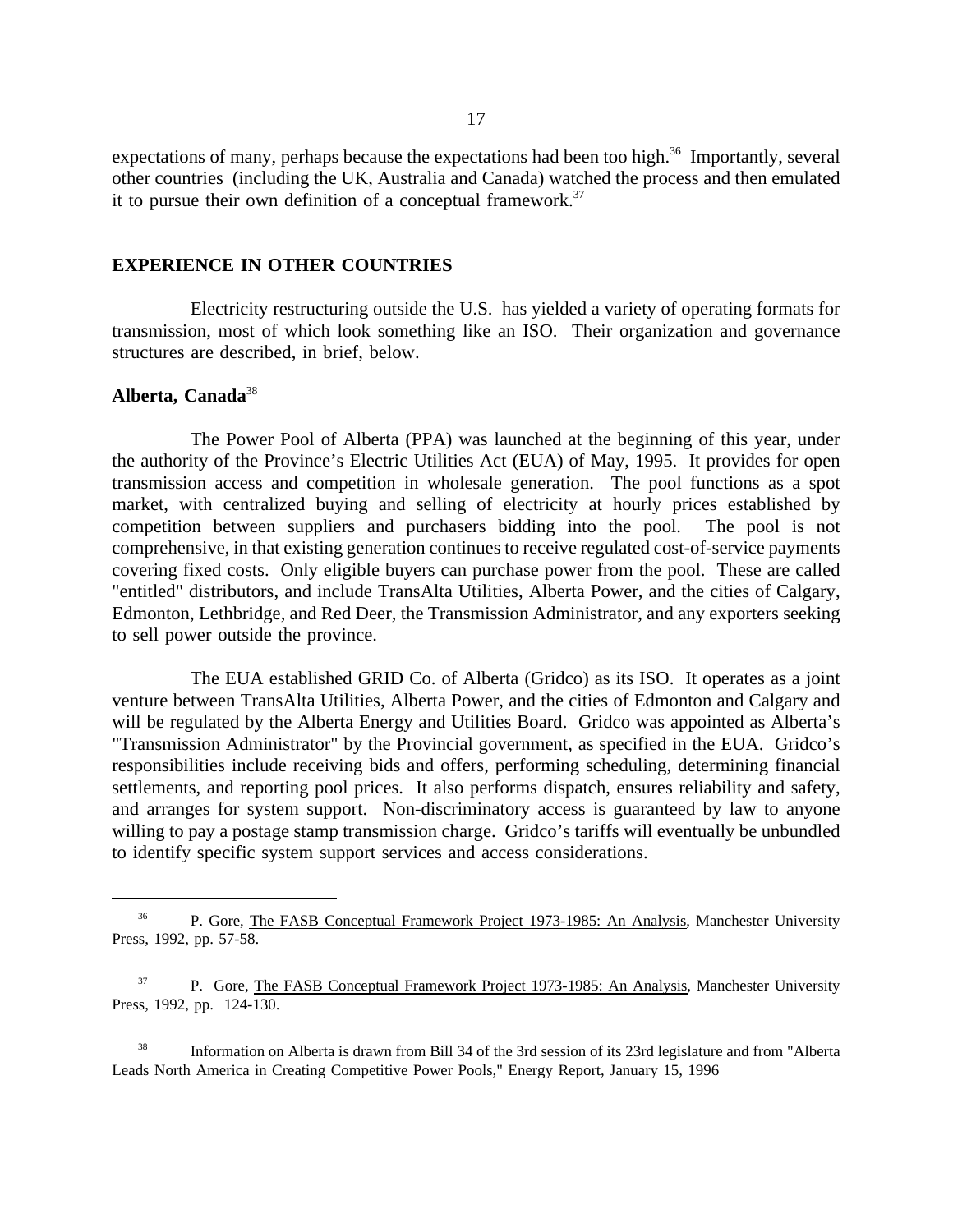expectations of many, perhaps because the expectations had been too high.[36] Importantly, several other countries (including the UK, Australia and Canada) watched the process and then emulated it to pursue their own definition of a conceptual framework.[37]

## EXPERIENCE IN OTHER COUNTRIES

Electricity restructuring outside the U.S. has yielded a variety of operating formats for transmission, most of which look something like an ISO. Their organization and governance structures are described, in brief, below.

### Alberta, Canada[38]

The Power Pool of Alberta (PPA) was launched at the beginning of this year, under the authority of the Province's Electric Utilities Act (EUA) of May, 1995. It provides for open transmission access and competition in wholesale generation. The pool functions as a spot market, with centralized buying and selling of electricity at hourly prices established by competition between suppliers and purchasers bidding into the pool. The pool is not comprehensive, in that existing generation continues to receive regulated cost-of-service payments covering fixed costs. Only eligible buyers can purchase power from the pool. These are called "entitled" distributors, and include TransAlta Utilities, Alberta Power, and the cities of Calgary, Edmonton, Lethbridge, and Red Deer, the Transmission Administrator, and any exporters seeking to sell power outside the province.

The EUA established GRID Co. of Alberta (Gridco) as its ISO. It operates as a joint venture between TransAlta Utilities, Alberta Power, and the cities of Edmonton and Calgary and will be regulated by the Alberta Energy and Utilities Board. Gridco was appointed as Alberta's "Transmission Administrator" by the Provincial government, as specified in the EUA. Gridco's responsibilities include receiving bids and offers, performing scheduling, determining financial settlements, and reporting pool prices. It also performs dispatch, ensures reliability and safety, and arranges for system support. Non-discriminatory access is guaranteed by law to anyone willing to pay a postage stamp transmission charge. Gridco's tariffs will eventually be unbundled to identify specific system support services and access considerations.

---

[36] P. Gore, The FASB Conceptual Framework Project 1973-1985: An Analysis, Manchester University Press, 1992, pp. 57-58.

[37] P. Gore, The FASB Conceptual Framework Project 1973-1985: An Analysis, Manchester University Press, 1992, pp. 124-130.

[38] Information on Alberta is drawn from Bill 34 of the 3rd session of its 23rd legislature and from "Alberta Leads North America in Creating Competitive Power Pools," Energy Report, January 15, 1996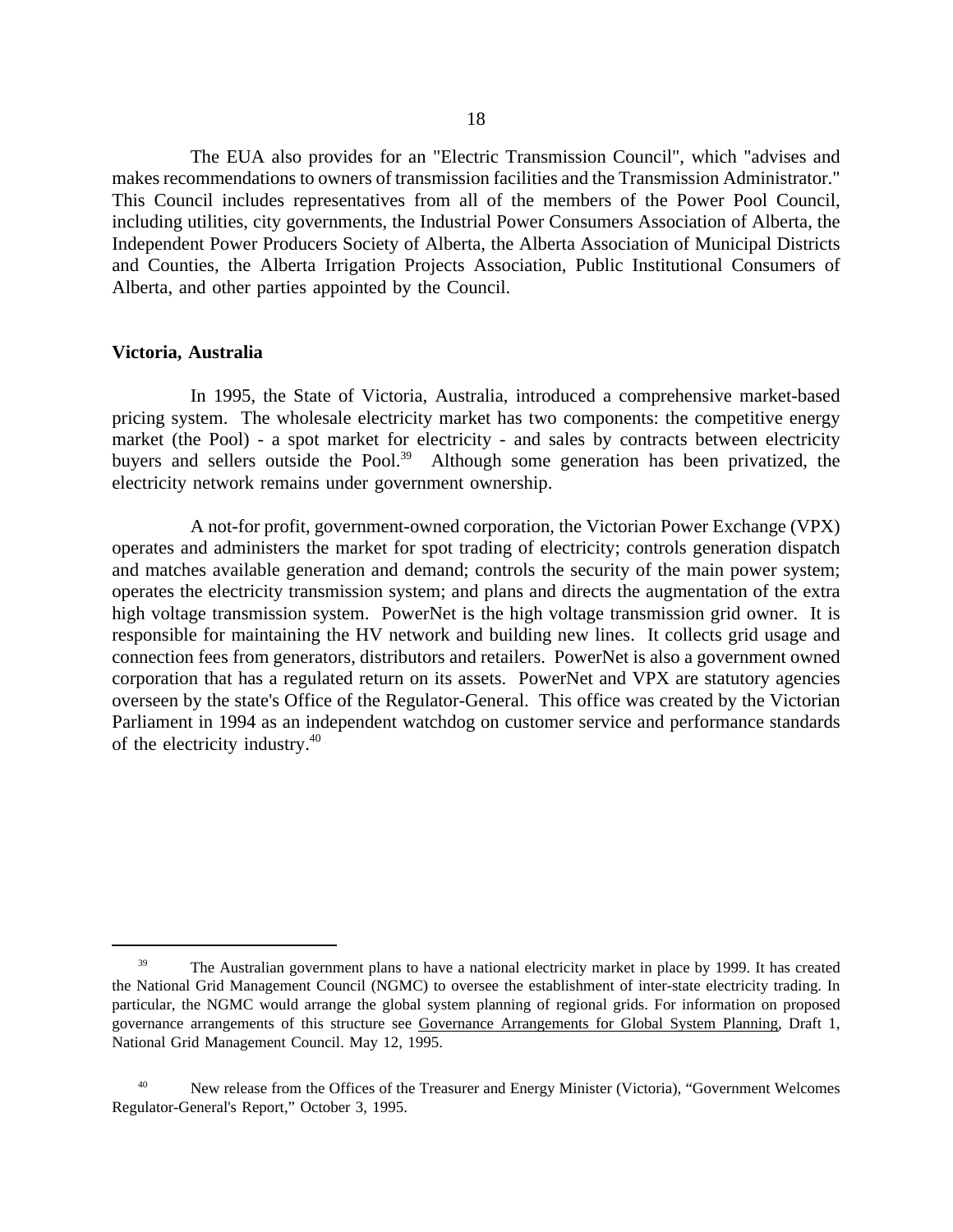The EUA also provides for an "Electric Transmission Council", which "advises and makes recommendations to owners of transmission facilities and the Transmission Administrator." This Council includes representatives from all of the members of the Power Pool Council, including utilities, city governments, the Industrial Power Consumers Association of Alberta, the Independent Power Producers Society of Alberta, the Alberta Association of Municipal Districts and Counties, the Alberta Irrigation Projects Association, Public Institutional Consumers of Alberta, and other parties appointed by the Council.

**Victoria, Australia**

In 1995, the State of Victoria, Australia, introduced a comprehensive market-based pricing system. The wholesale electricity market has two components: the competitive energy market (the Pool) - a spot market for electricity - and sales by contracts between electricity buyers and sellers outside the Pool.[39] Although some generation has been privatized, the electricity network remains under government ownership.

A not-for profit, government-owned corporation, the Victorian Power Exchange (VPX) operates and administers the market for spot trading of electricity; controls generation dispatch and matches available generation and demand; controls the security of the main power system; operates the electricity transmission system; and plans and directs the augmentation of the extra high voltage transmission system. PowerNet is the high voltage transmission grid owner. It is responsible for maintaining the HV network and building new lines. It collects grid usage and connection fees from generators, distributors and retailers. PowerNet is also a government owned corporation that has a regulated return on its assets. PowerNet and VPX are statutory agencies overseen by the state's Office of the Regulator-General. This office was created by the Victorian Parliament in 1994 as an independent watchdog on customer service and performance standards of the electricity industry.[40]

---

[39] The Australian government plans to have a national electricity market in place by 1999. It has created the National Grid Management Council (NGMC) to oversee the establishment of inter-state electricity trading. In particular, the NGMC would arrange the global system planning of regional grids. For information on proposed governance arrangements of this structure see Governance Arrangements for Global System Planning, Draft 1, National Grid Management Council. May 12, 1995.

[40] New release from the Offices of the Treasurer and Energy Minister (Victoria), "Government Welcomes Regulator-General's Report," October 3, 1995.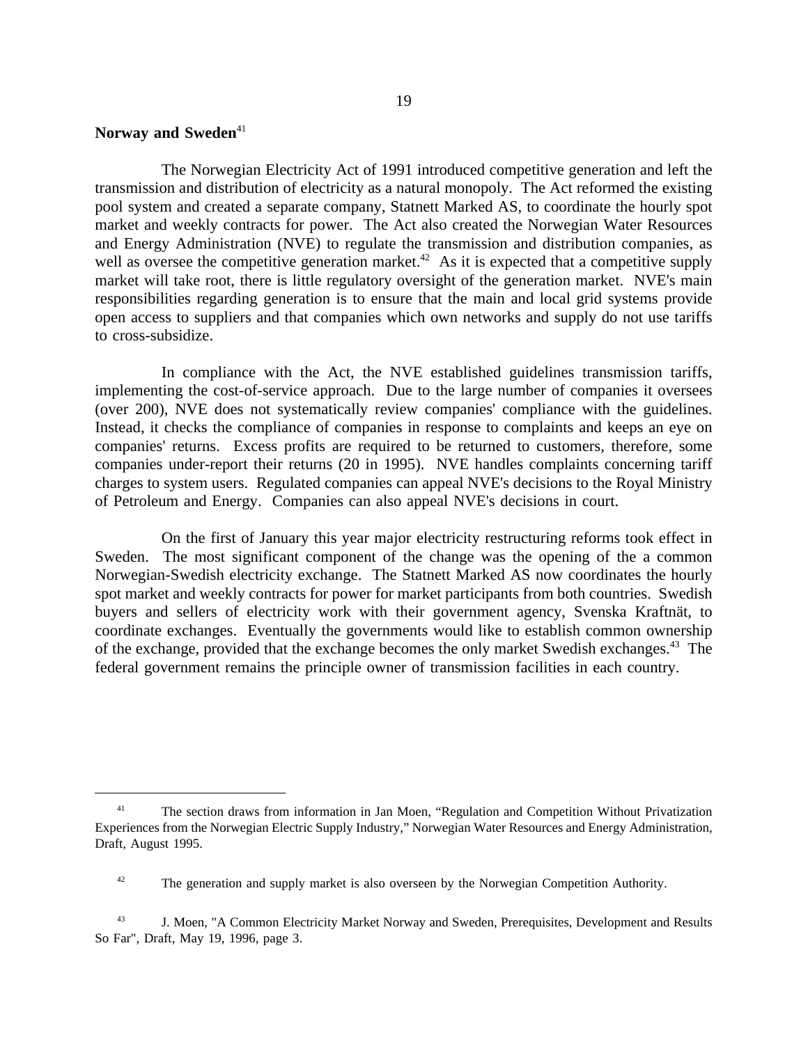### Norway and Sweden[41]

The Norwegian Electricity Act of 1991 introduced competitive generation and left the transmission and distribution of electricity as a natural monopoly. The Act reformed the existing pool system and created a separate company, Statnett Marked AS, to coordinate the hourly spot market and weekly contracts for power. The Act also created the Norwegian Water Resources and Energy Administration (NVE) to regulate the transmission and distribution companies, as well as oversee the competitive generation market.[42] As it is expected that a competitive supply market will take root, there is little regulatory oversight of the generation market. NVE's main responsibilities regarding generation is to ensure that the main and local grid systems provide open access to suppliers and that companies which own networks and supply do not use tariffs to cross-subsidize.

In compliance with the Act, the NVE established guidelines transmission tariffs, implementing the cost-of-service approach. Due to the large number of companies it oversees (over 200), NVE does not systematically review companies' compliance with the guidelines. Instead, it checks the compliance of companies in response to complaints and keeps an eye on companies' returns. Excess profits are required to be returned to customers, therefore, some companies under-report their returns (20 in 1995). NVE handles complaints concerning tariff charges to system users. Regulated companies can appeal NVE's decisions to the Royal Ministry of Petroleum and Energy. Companies can also appeal NVE's decisions in court.

On the first of January this year major electricity restructuring reforms took effect in Sweden. The most significant component of the change was the opening of the a common Norwegian-Swedish electricity exchange. The Statnett Marked AS now coordinates the hourly spot market and weekly contracts for power for market participants from both countries. Swedish buyers and sellers of electricity work with their government agency, Svenska Kraftnät, to coordinate exchanges. Eventually the governments would like to establish common ownership of the exchange, provided that the exchange becomes the only market Swedish exchanges.[43] The federal government remains the principle owner of transmission facilities in each country.

---

[41] The section draws from information in Jan Moen, "Regulation and Competition Without Privatization Experiences from the Norwegian Electric Supply Industry," Norwegian Water Resources and Energy Administration, Draft, August 1995.

[42] The generation and supply market is also overseen by the Norwegian Competition Authority.

[43] J. Moen, "A Common Electricity Market Norway and Sweden, Prerequisites, Development and Results So Far", Draft, May 19, 1996, page 3.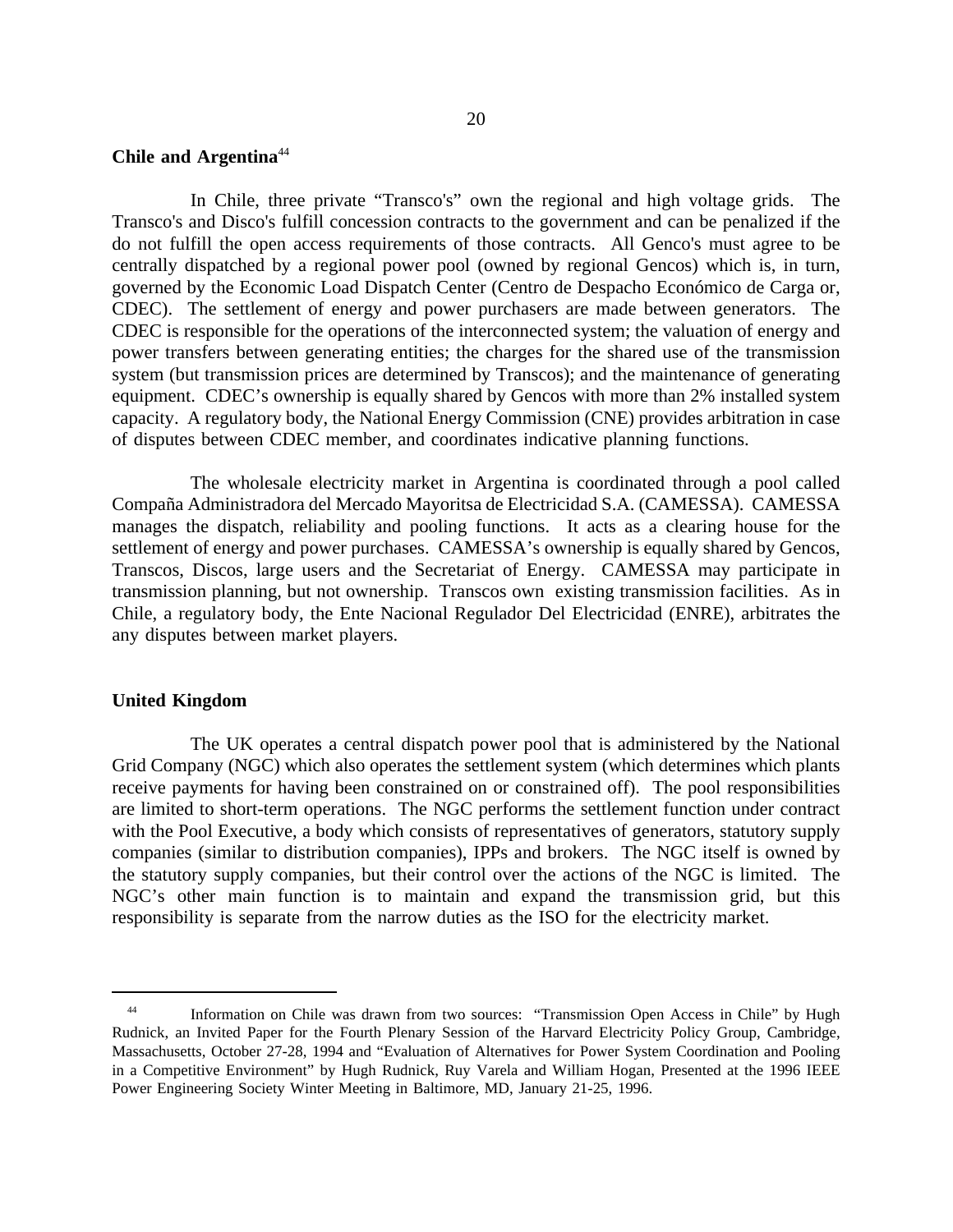**Chile and Argentina**[44]

In Chile, three private "Transco's" own the regional and high voltage grids. The Transco's and Disco's fulfill concession contracts to the government and can be penalized if the do not fulfill the open access requirements of those contracts. All Genco's must agree to be centrally dispatched by a regional power pool (owned by regional Gencos) which is, in turn, governed by the Economic Load Dispatch Center (Centro de Despacho Económico de Carga or, CDEC). The settlement of energy and power purchasers are made between generators. The CDEC is responsible for the operations of the interconnected system; the valuation of energy and power transfers between generating entities; the charges for the shared use of the transmission system (but transmission prices are determined by Transcos); and the maintenance of generating equipment. CDEC's ownership is equally shared by Gencos with more than 2% installed system capacity. A regulatory body, the National Energy Commission (CNE) provides arbitration in case of disputes between CDEC member, and coordinates indicative planning functions.

The wholesale electricity market in Argentina is coordinated through a pool called Compaña Administradora del Mercado Mayoritsa de Electricidad S.A. (CAMESSA). CAMESSA manages the dispatch, reliability and pooling functions. It acts as a clearing house for the settlement of energy and power purchases. CAMESSA's ownership is equally shared by Gencos, Transcos, Discos, large users and the Secretariat of Energy. CAMESSA may participate in transmission planning, but not ownership. Transcos own existing transmission facilities. As in Chile, a regulatory body, the Ente Nacional Regulador Del Electricidad (ENRE), arbitrates the any disputes between market players.

**United Kingdom**

The UK operates a central dispatch power pool that is administered by the National Grid Company (NGC) which also operates the settlement system (which determines which plants receive payments for having been constrained on or constrained off). The pool responsibilities are limited to short-term operations. The NGC performs the settlement function under contract with the Pool Executive, a body which consists of representatives of generators, statutory supply companies (similar to distribution companies), IPPs and brokers. The NGC itself is owned by the statutory supply companies, but their control over the actions of the NGC is limited. The NGC's other main function is to maintain and expand the transmission grid, but this responsibility is separate from the narrow duties as the ISO for the electricity market.

---

[44] Information on Chile was drawn from two sources: "Transmission Open Access in Chile" by Hugh Rudnick, an Invited Paper for the Fourth Plenary Session of the Harvard Electricity Policy Group, Cambridge, Massachusetts, October 27-28, 1994 and "Evaluation of Alternatives for Power System Coordination and Pooling in a Competitive Environment" by Hugh Rudnick, Ruy Varela and William Hogan, Presented at the 1996 IEEE Power Engineering Society Winter Meeting in Baltimore, MD, January 21-25, 1996.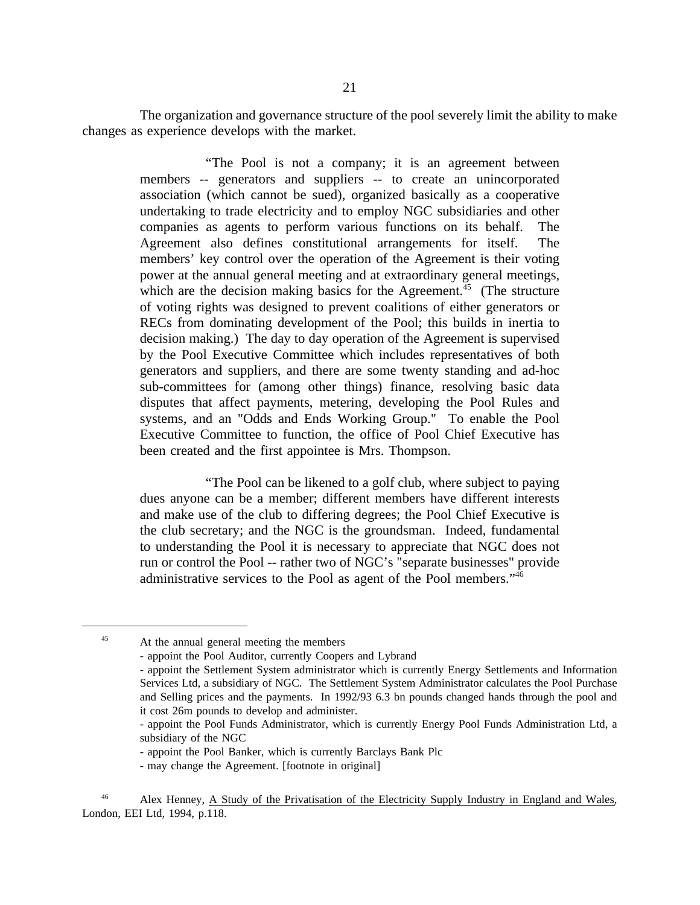The organization and governance structure of the pool severely limit the ability to make changes as experience develops with the market.

> "The Pool is not a company; it is an agreement between members -- generators and suppliers -- to create an unincorporated association (which cannot be sued), organized basically as a cooperative undertaking to trade electricity and to employ NGC subsidiaries and other companies as agents to perform various functions on its behalf. The Agreement also defines constitutional arrangements for itself. The members' key control over the operation of the Agreement is their voting power at the annual general meeting and at extraordinary general meetings, which are the decision making basics for the Agreement.[45] (The structure of voting rights was designed to prevent coalitions of either generators or RECs from dominating development of the Pool; this builds in inertia to decision making.) The day to day operation of the Agreement is supervised by the Pool Executive Committee which includes representatives of both generators and suppliers, and there are some twenty standing and ad-hoc sub-committees for (among other things) finance, resolving basic data disputes that affect payments, metering, developing the Pool Rules and systems, and an "Odds and Ends Working Group." To enable the Pool Executive Committee to function, the office of Pool Chief Executive has been created and the first appointee is Mrs. Thompson.
>
> "The Pool can be likened to a golf club, where subject to paying dues anyone can be a member; different members have different interests and make use of the club to differing degrees; the Pool Chief Executive is the club secretary; and the NGC is the groundsman. Indeed, fundamental to understanding the Pool it is necessary to appreciate that NGC does not run or control the Pool -- rather two of NGC's "separate businesses" provide administrative services to the Pool as agent of the Pool members."[46]

---

[45] At the annual general meeting the members
- appoint the Pool Auditor, currently Coopers and Lybrand
- appoint the Settlement System administrator which is currently Energy Settlements and Information Services Ltd, a subsidiary of NGC. The Settlement System Administrator calculates the Pool Purchase and Selling prices and the payments. In 1992/93 6.3 bn pounds changed hands through the pool and it cost 26m pounds to develop and administer.
- appoint the Pool Funds Administrator, which is currently Energy Pool Funds Administration Ltd, a subsidiary of the NGC
- appoint the Pool Banker, which is currently Barclays Bank Plc
- may change the Agreement. [footnote in original]

[46] Alex Henney, A Study of the Privatisation of the Electricity Supply Industry in England and Wales, London, EEI Ltd, 1994, p.118.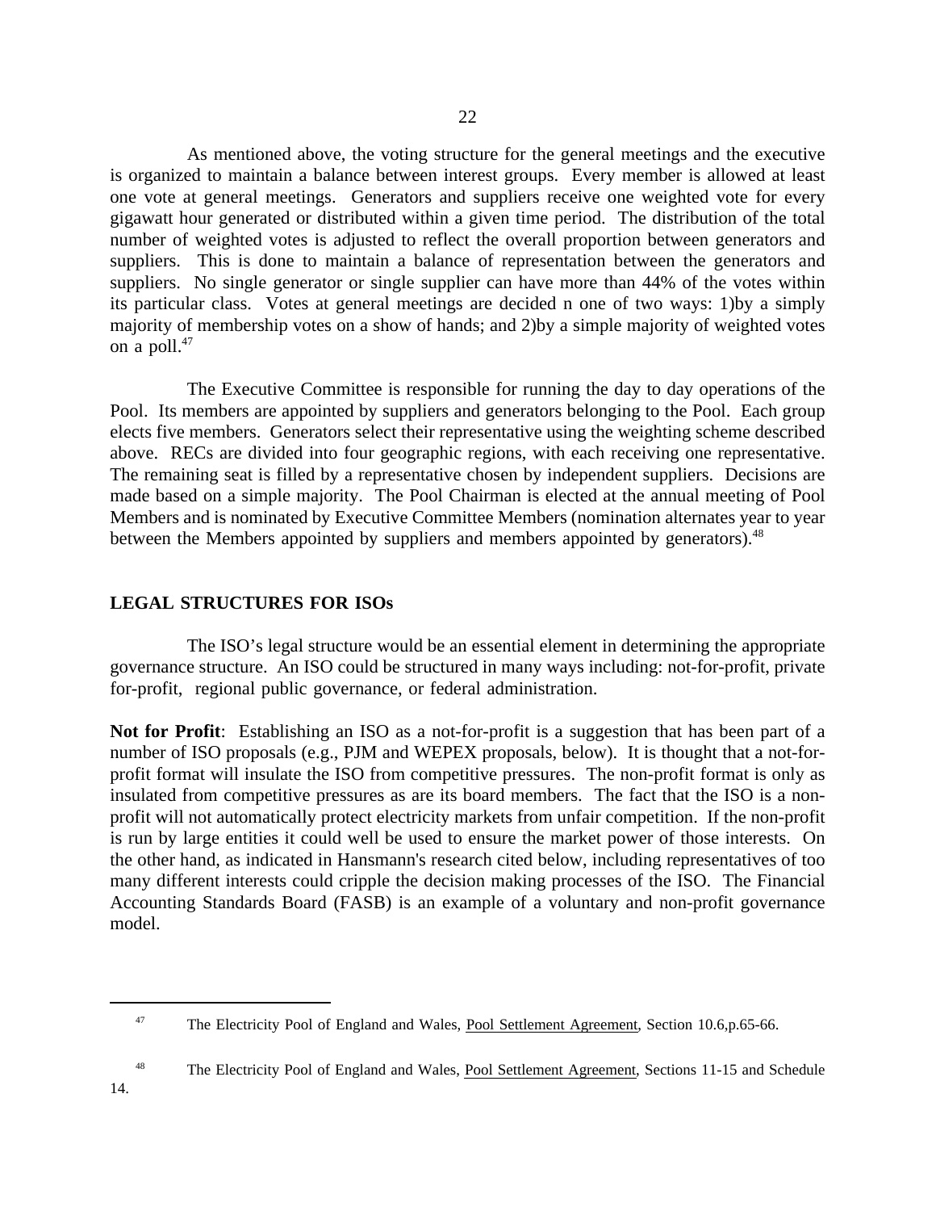As mentioned above, the voting structure for the general meetings and the executive is organized to maintain a balance between interest groups. Every member is allowed at least one vote at general meetings. Generators and suppliers receive one weighted vote for every gigawatt hour generated or distributed within a given time period. The distribution of the total number of weighted votes is adjusted to reflect the overall proportion between generators and suppliers. This is done to maintain a balance of representation between the generators and suppliers. No single generator or single supplier can have more than 44% of the votes within its particular class. Votes at general meetings are decided n one of two ways: 1)by a simply majority of membership votes on a show of hands; and 2)by a simple majority of weighted votes on a poll.[47]

The Executive Committee is responsible for running the day to day operations of the Pool. Its members are appointed by suppliers and generators belonging to the Pool. Each group elects five members. Generators select their representative using the weighting scheme described above. RECs are divided into four geographic regions, with each receiving one representative. The remaining seat is filled by a representative chosen by independent suppliers. Decisions are made based on a simple majority. The Pool Chairman is elected at the annual meeting of Pool Members and is nominated by Executive Committee Members (nomination alternates year to year between the Members appointed by suppliers and members appointed by generators).[48]

## LEGAL STRUCTURES FOR ISOs

The ISO's legal structure would be an essential element in determining the appropriate governance structure. An ISO could be structured in many ways including: not-for-profit, private for-profit, regional public governance, or federal administration.

**Not for Profit**: Establishing an ISO as a not-for-profit is a suggestion that has been part of a number of ISO proposals (e.g., PJM and WEPEX proposals, below). It is thought that a not-for-profit format will insulate the ISO from competitive pressures. The non-profit format is only as insulated from competitive pressures as are its board members. The fact that the ISO is a non-profit will not automatically protect electricity markets from unfair competition. If the non-profit is run by large entities it could well be used to ensure the market power of those interests. On the other hand, as indicated in Hansmann's research cited below, including representatives of too many different interests could cripple the decision making processes of the ISO. The Financial Accounting Standards Board (FASB) is an example of a voluntary and non-profit governance model.

---

[47] The Electricity Pool of England and Wales, Pool Settlement Agreement, Section 10.6,p.65-66.

[48] The Electricity Pool of England and Wales, Pool Settlement Agreement, Sections 11-15 and Schedule 14.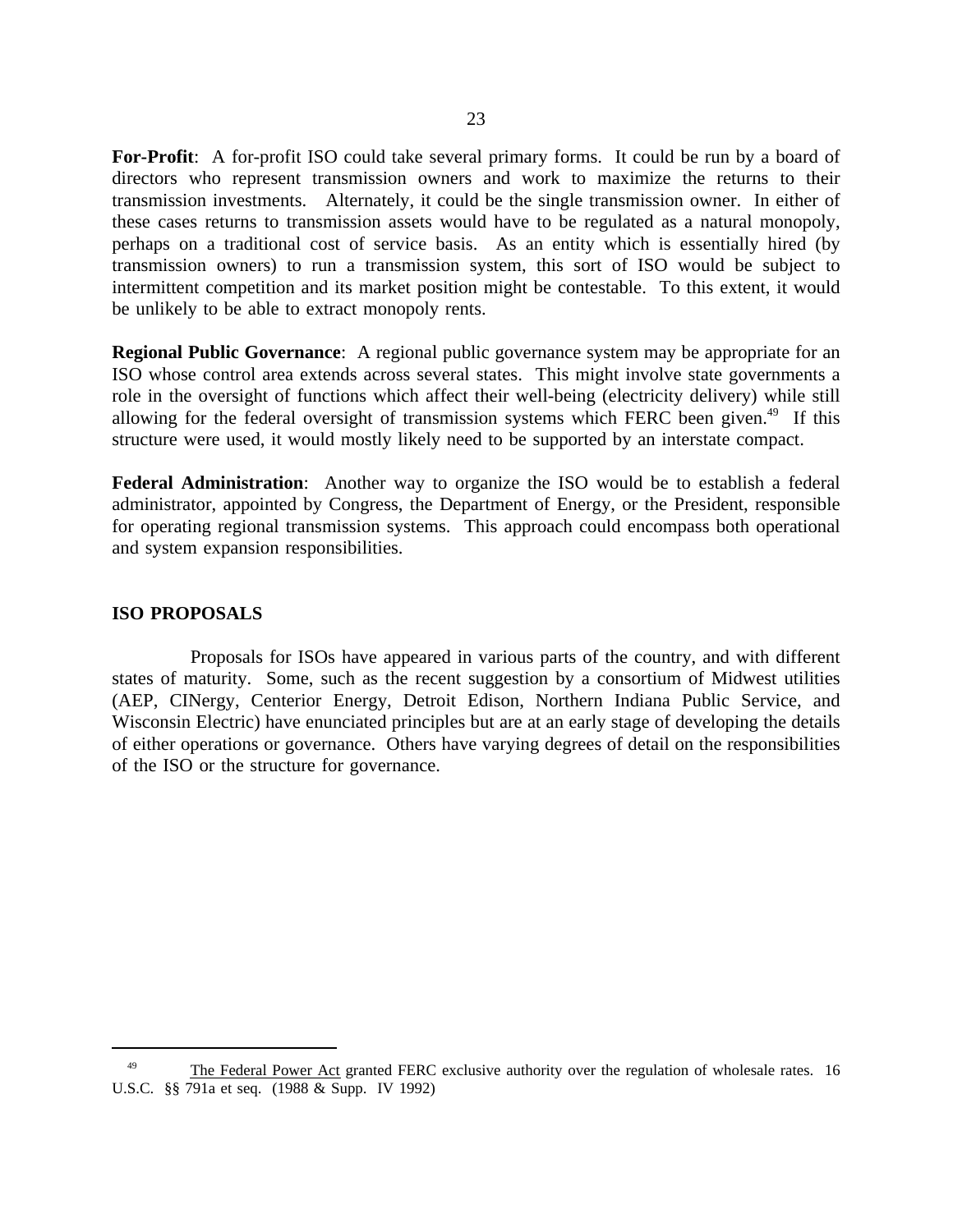**For-Profit**: A for-profit ISO could take several primary forms. It could be run by a board of directors who represent transmission owners and work to maximize the returns to their transmission investments. Alternately, it could be the single transmission owner. In either of these cases returns to transmission assets would have to be regulated as a natural monopoly, perhaps on a traditional cost of service basis. As an entity which is essentially hired (by transmission owners) to run a transmission system, this sort of ISO would be subject to intermittent competition and its market position might be contestable. To this extent, it would be unlikely to be able to extract monopoly rents.

**Regional Public Governance**: A regional public governance system may be appropriate for an ISO whose control area extends across several states. This might involve state governments a role in the oversight of functions which affect their well-being (electricity delivery) while still allowing for the federal oversight of transmission systems which FERC been given.[49] If this structure were used, it would mostly likely need to be supported by an interstate compact.

**Federal Administration**: Another way to organize the ISO would be to establish a federal administrator, appointed by Congress, the Department of Energy, or the President, responsible for operating regional transmission systems. This approach could encompass both operational and system expansion responsibilities.

## ISO PROPOSALS

Proposals for ISOs have appeared in various parts of the country, and with different states of maturity. Some, such as the recent suggestion by a consortium of Midwest utilities (AEP, CINergy, Centerior Energy, Detroit Edison, Northern Indiana Public Service, and Wisconsin Electric) have enunciated principles but are at an early stage of developing the details of either operations or governance. Others have varying degrees of detail on the responsibilities of the ISO or the structure for governance.

---

[49] The Federal Power Act granted FERC exclusive authority over the regulation of wholesale rates. 16 U.S.C. §§ 791a et seq. (1988 & Supp. IV 1992)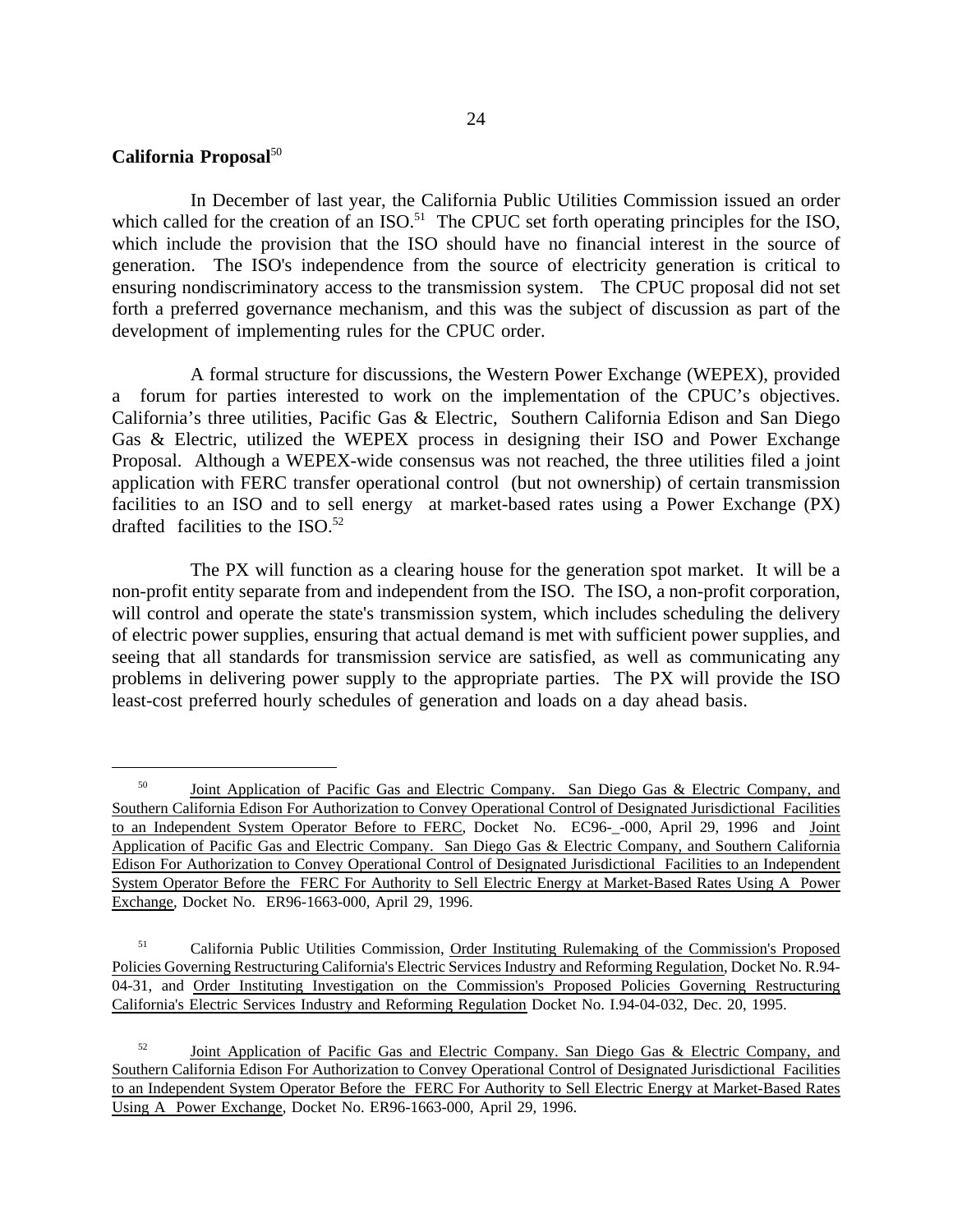## California Proposal[50]

In December of last year, the California Public Utilities Commission issued an order which called for the creation of an ISO.[51] The CPUC set forth operating principles for the ISO, which include the provision that the ISO should have no financial interest in the source of generation. The ISO's independence from the source of electricity generation is critical to ensuring nondiscriminatory access to the transmission system. The CPUC proposal did not set forth a preferred governance mechanism, and this was the subject of discussion as part of the development of implementing rules for the CPUC order.

A formal structure for discussions, the Western Power Exchange (WEPEX), provided a forum for parties interested to work on the implementation of the CPUC's objectives. California's three utilities, Pacific Gas & Electric, Southern California Edison and San Diego Gas & Electric, utilized the WEPEX process in designing their ISO and Power Exchange Proposal. Although a WEPEX-wide consensus was not reached, the three utilities filed a joint application with FERC transfer operational control (but not ownership) of certain transmission facilities to an ISO and to sell energy at market-based rates using a Power Exchange (PX) drafted facilities to the ISO.[52]

The PX will function as a clearing house for the generation spot market. It will be a non-profit entity separate from and independent from the ISO. The ISO, a non-profit corporation, will control and operate the state's transmission system, which includes scheduling the delivery of electric power supplies, ensuring that actual demand is met with sufficient power supplies, and seeing that all standards for transmission service are satisfied, as well as communicating any problems in delivering power supply to the appropriate parties. The PX will provide the ISO least-cost preferred hourly schedules of generation and loads on a day ahead basis.

---

[50] Joint Application of Pacific Gas and Electric Company. San Diego Gas & Electric Company, and Southern California Edison For Authorization to Convey Operational Control of Designated Jurisdictional Facilities to an Independent System Operator Before to FERC, Docket No. EC96-_-000, April 29, 1996 and Joint Application of Pacific Gas and Electric Company. San Diego Gas & Electric Company, and Southern California Edison For Authorization to Convey Operational Control of Designated Jurisdictional Facilities to an Independent System Operator Before the FERC For Authority to Sell Electric Energy at Market-Based Rates Using A Power Exchange, Docket No. ER96-1663-000, April 29, 1996.

[51] California Public Utilities Commission, Order Instituting Rulemaking of the Commission's Proposed Policies Governing Restructuring California's Electric Services Industry and Reforming Regulation, Docket No. R.94-04-31, and Order Instituting Investigation on the Commission's Proposed Policies Governing Restructuring California's Electric Services Industry and Reforming Regulation Docket No. I.94-04-032, Dec. 20, 1995.

[52] Joint Application of Pacific Gas and Electric Company. San Diego Gas & Electric Company, and Southern California Edison For Authorization to Convey Operational Control of Designated Jurisdictional Facilities to an Independent System Operator Before the FERC For Authority to Sell Electric Energy at Market-Based Rates Using A Power Exchange, Docket No. ER96-1663-000, April 29, 1996.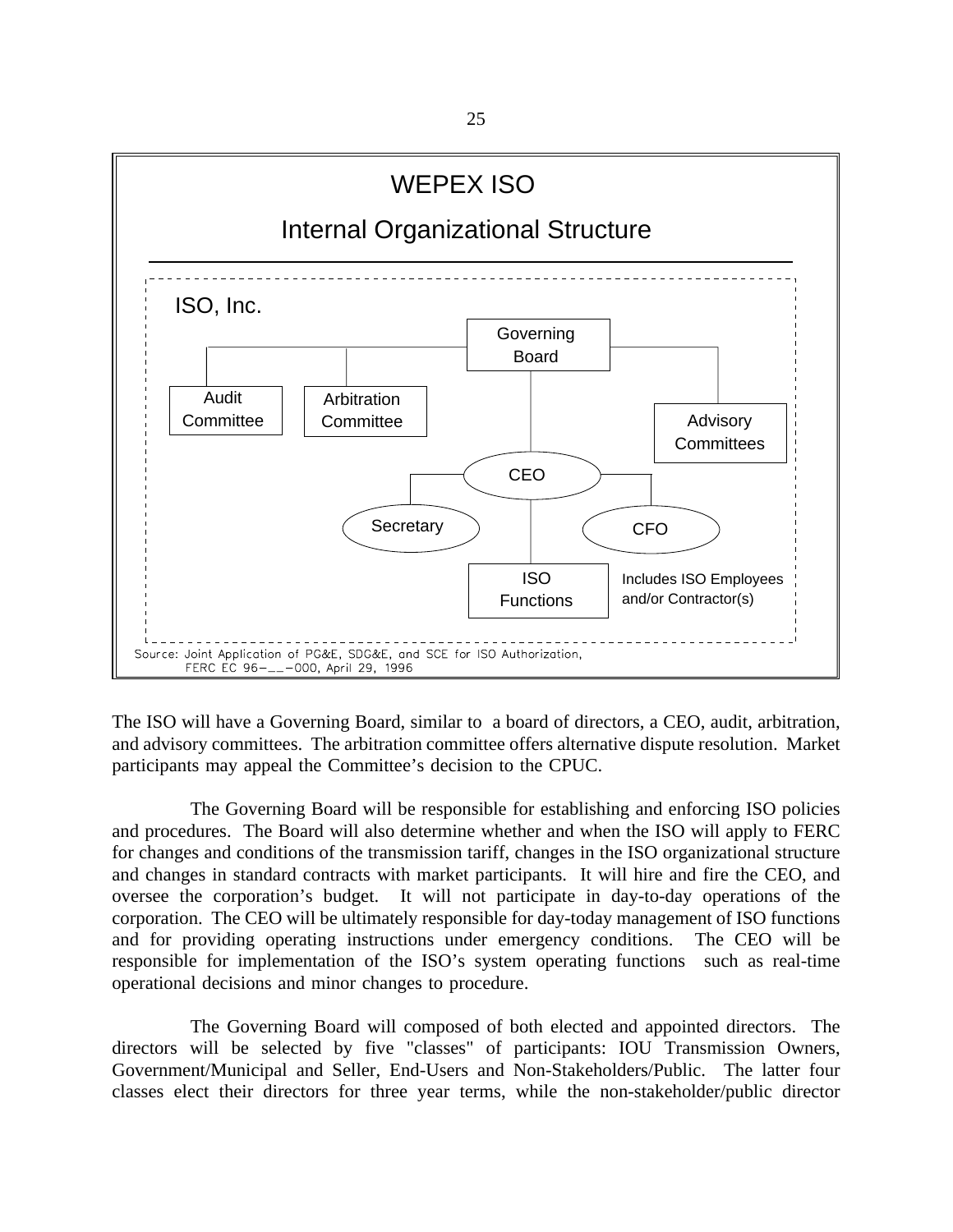**WEPEX ISO**

**Internal Organizational Structure**

ISO, Inc.

- Governing Board
  - Audit Committee
  - Arbitration Committee
  - Advisory Committees
  - CEO
    - Secretary
    - CFO
    - ISO Functions (Includes ISO Employees and/or Contractor(s))

Source: Joint Application of PG&E, SDG&E, and SCE for ISO Authorization, FERC EC 96-__-000, April 29, 1996

The ISO will have a Governing Board, similar to a board of directors, a CEO, audit, arbitration, and advisory committees. The arbitration committee offers alternative dispute resolution. Market participants may appeal the Committee's decision to the CPUC.

The Governing Board will be responsible for establishing and enforcing ISO policies and procedures. The Board will also determine whether and when the ISO will apply to FERC for changes and conditions of the transmission tariff, changes in the ISO organizational structure and changes in standard contracts with market participants. It will hire and fire the CEO, and oversee the corporation's budget. It will not participate in day-to-day operations of the corporation. The CEO will be ultimately responsible for day-today management of ISO functions and for providing operating instructions under emergency conditions. The CEO will be responsible for implementation of the ISO's system operating functions such as real-time operational decisions and minor changes to procedure.

The Governing Board will composed of both elected and appointed directors. The directors will be selected by five "classes" of participants: IOU Transmission Owners, Government/Municipal and Seller, End-Users and Non-Stakeholders/Public. The latter four classes elect their directors for three year terms, while the non-stakeholder/public director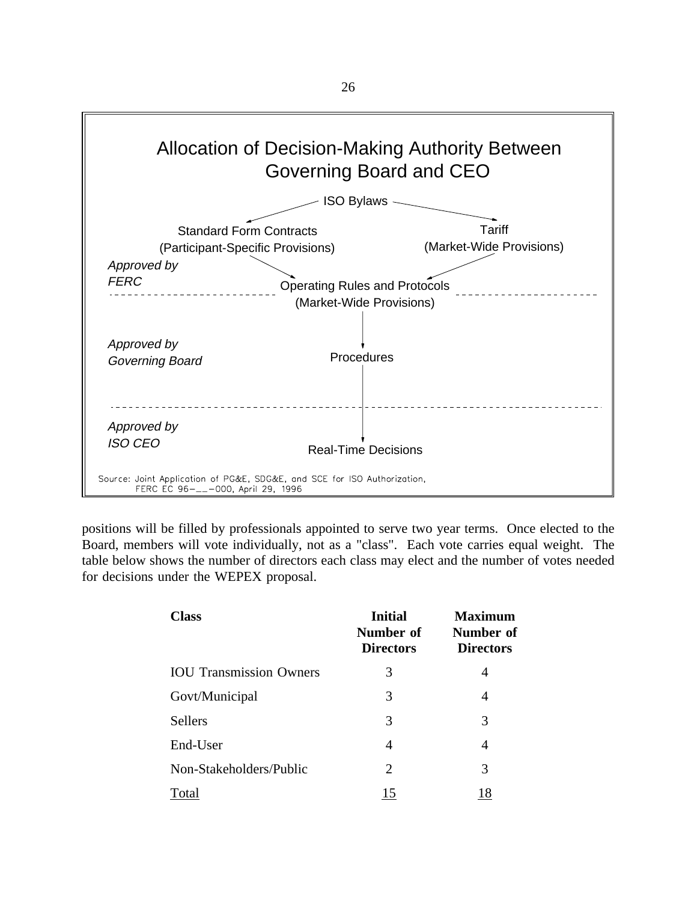**Allocation of Decision-Making Authority Between Governing Board and CEO**

ISO Bylaws

Standard Form Contracts (Participant-Specific Provisions)

Tariff (Market-Wide Provisions)

*Approved by FERC*

Operating Rules and Protocols (Market-Wide Provisions)

*Approved by Governing Board*

Procedures

*Approved by ISO CEO*

Real-Time Decisions

Source: Joint Application of PG&E, SDG&E, and SCE for ISO Authorization, FERC EC 96-__-000, April 29, 1996

positions will be filled by professionals appointed to serve two year terms. Once elected to the Board, members will vote individually, not as a "class". Each vote carries equal weight. The table below shows the number of directors each class may elect and the number of votes needed for decisions under the WEPEX proposal.

| Class | Initial Number of Directors | Maximum Number of Directors |
|---|---|---|
| IOU Transmission Owners | 3 | 4 |
| Govt/Municipal | 3 | 4 |
| Sellers | 3 | 3 |
| End-User | 4 | 4 |
| Non-Stakeholders/Public | 2 | 3 |
| Total | 15 | 18 |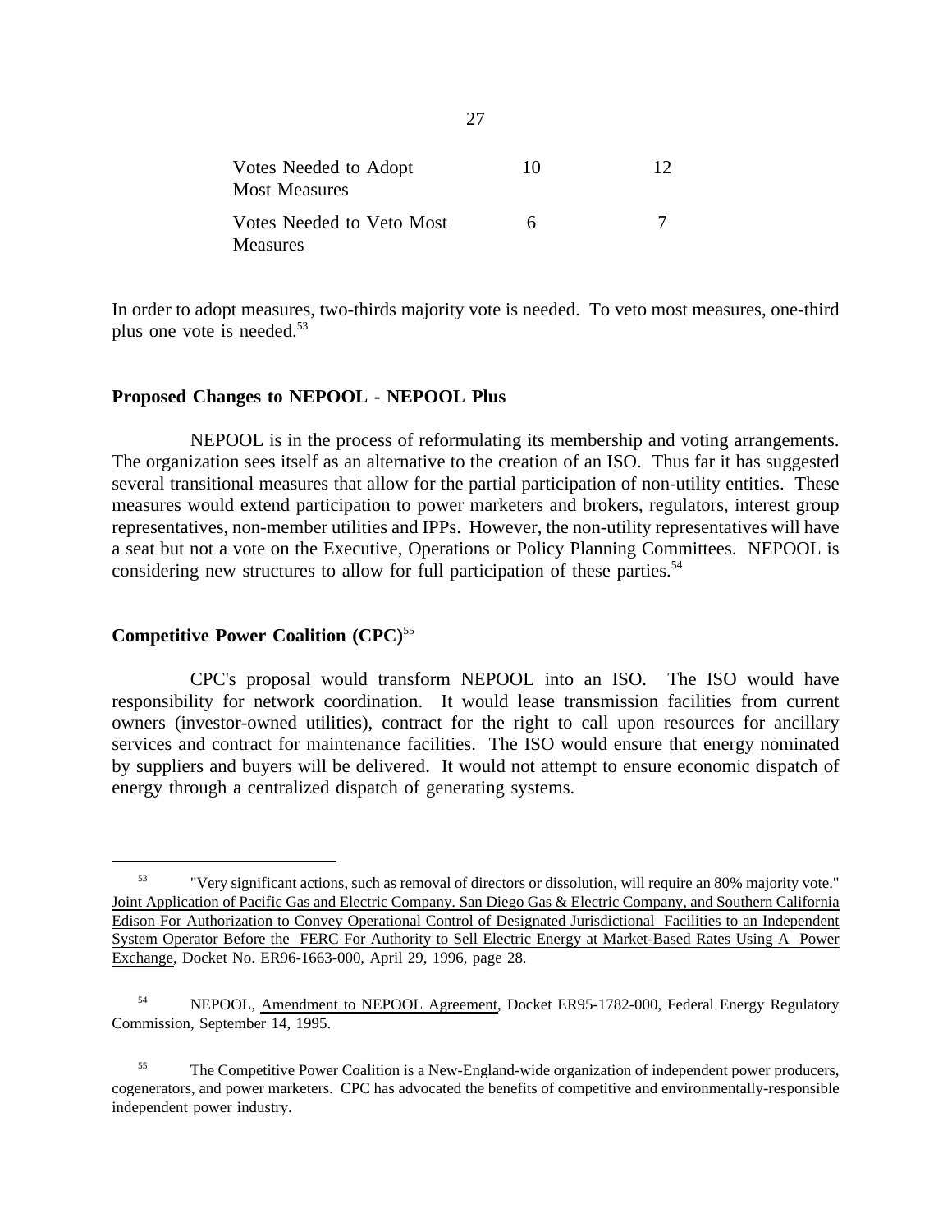| | | |
|---|---|---|
| Votes Needed to Adopt Most Measures | 10 | 12 |
| Votes Needed to Veto Most Measures | 6 | 7 |

In order to adopt measures, two-thirds majority vote is needed. To veto most measures, one-third plus one vote is needed.[53]

### Proposed Changes to NEPOOL - NEPOOL Plus

NEPOOL is in the process of reformulating its membership and voting arrangements. The organization sees itself as an alternative to the creation of an ISO. Thus far it has suggested several transitional measures that allow for the partial participation of non-utility entities. These measures would extend participation to power marketers and brokers, regulators, interest group representatives, non-member utilities and IPPs. However, the non-utility representatives will have a seat but not a vote on the Executive, Operations or Policy Planning Committees. NEPOOL is considering new structures to allow for full participation of these parties.[54]

### Competitive Power Coalition (CPC)[55]

CPC's proposal would transform NEPOOL into an ISO. The ISO would have responsibility for network coordination. It would lease transmission facilities from current owners (investor-owned utilities), contract for the right to call upon resources for ancillary services and contract for maintenance facilities. The ISO would ensure that energy nominated by suppliers and buyers will be delivered. It would not attempt to ensure economic dispatch of energy through a centralized dispatch of generating systems.

---

[53] "Very significant actions, such as removal of directors or dissolution, will require an 80% majority vote." Joint Application of Pacific Gas and Electric Company. San Diego Gas & Electric Company, and Southern California Edison For Authorization to Convey Operational Control of Designated Jurisdictional Facilities to an Independent System Operator Before the FERC For Authority to Sell Electric Energy at Market-Based Rates Using A Power Exchange, Docket No. ER96-1663-000, April 29, 1996, page 28.

[54] NEPOOL, Amendment to NEPOOL Agreement, Docket ER95-1782-000, Federal Energy Regulatory Commission, September 14, 1995.

[55] The Competitive Power Coalition is a New-England-wide organization of independent power producers, cogenerators, and power marketers. CPC has advocated the benefits of competitive and environmentally-responsible independent power industry.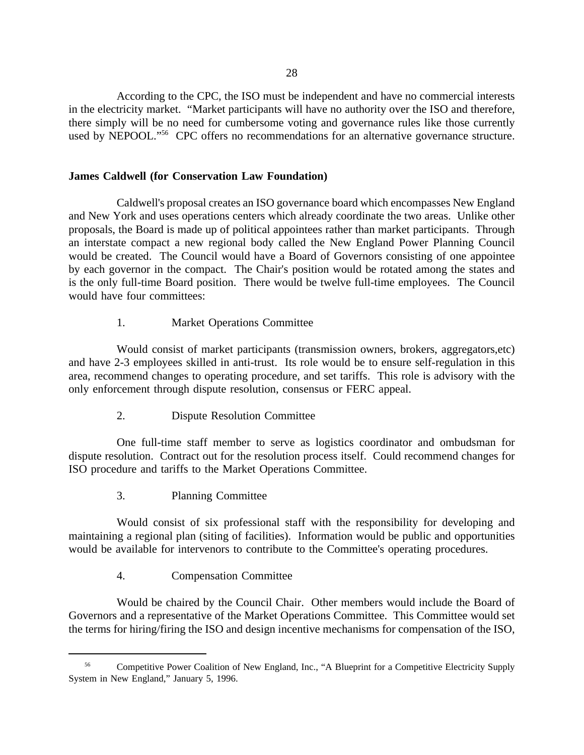According to the CPC, the ISO must be independent and have no commercial interests in the electricity market. "Market participants will have no authority over the ISO and therefore, there simply will be no need for cumbersome voting and governance rules like those currently used by NEPOOL."[56] CPC offers no recommendations for an alternative governance structure.

**James Caldwell (for Conservation Law Foundation)**

Caldwell's proposal creates an ISO governance board which encompasses New England and New York and uses operations centers which already coordinate the two areas. Unlike other proposals, the Board is made up of political appointees rather than market participants. Through an interstate compact a new regional body called the New England Power Planning Council would be created. The Council would have a Board of Governors consisting of one appointee by each governor in the compact. The Chair's position would be rotated among the states and is the only full-time Board position. There would be twelve full-time employees. The Council would have four committees:

1. Market Operations Committee

Would consist of market participants (transmission owners, brokers, aggregators,etc) and have 2-3 employees skilled in anti-trust. Its role would be to ensure self-regulation in this area, recommend changes to operating procedure, and set tariffs. This role is advisory with the only enforcement through dispute resolution, consensus or FERC appeal.

2. Dispute Resolution Committee

One full-time staff member to serve as logistics coordinator and ombudsman for dispute resolution. Contract out for the resolution process itself. Could recommend changes for ISO procedure and tariffs to the Market Operations Committee.

3. Planning Committee

Would consist of six professional staff with the responsibility for developing and maintaining a regional plan (siting of facilities). Information would be public and opportunities would be available for intervenors to contribute to the Committee's operating procedures.

4. Compensation Committee

Would be chaired by the Council Chair. Other members would include the Board of Governors and a representative of the Market Operations Committee. This Committee would set the terms for hiring/firing the ISO and design incentive mechanisms for compensation of the ISO,

---

[56] Competitive Power Coalition of New England, Inc., "A Blueprint for a Competitive Electricity Supply System in New England," January 5, 1996.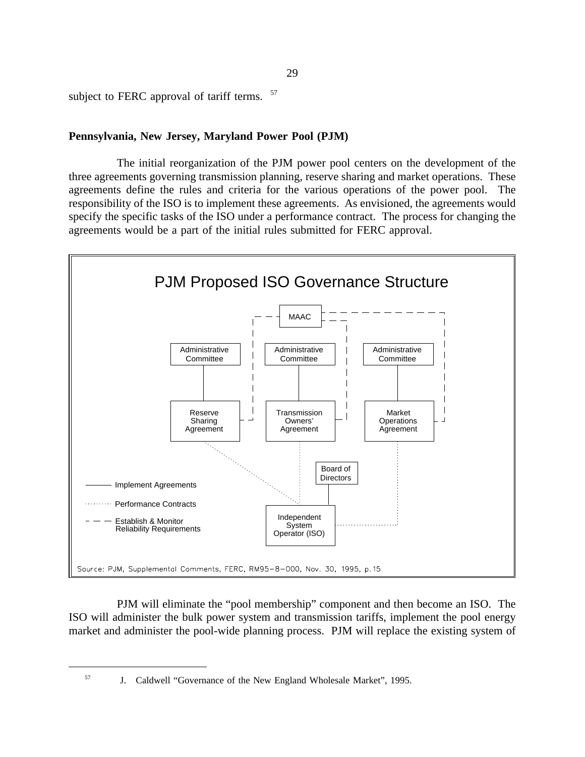subject to FERC approval of tariff terms. [57]

**Pennsylvania, New Jersey, Maryland Power Pool (PJM)**

The initial reorganization of the PJM power pool centers on the development of the three agreements governing transmission planning, reserve sharing and market operations. These agreements define the rules and criteria for the various operations of the power pool. The responsibility of the ISO is to implement these agreements. As envisioned, the agreements would specify the specific tasks of the ISO under a performance contract. The process for changing the agreements would be a part of the initial rules submitted for FERC approval.

PJM Proposed ISO Governance Structure

MAAC

Administrative Committee | Administrative Committee | Administrative Committee

Reserve Sharing Agreement | Transmission Owners' Agreement | Market Operations Agreement

Board of Directors

Independent System Operator (ISO)

——— Implement Agreements

········ Performance Contracts

— — — Establish & Monitor Reliability Requirements

Source: PJM, Supplemental Comments, FERC, RM95-8-000, Nov. 30, 1995, p.15

PJM will eliminate the "pool membership" component and then become an ISO. The ISO will administer the bulk power system and transmission tariffs, implement the pool energy market and administer the pool-wide planning process. PJM will replace the existing system of

---

[57] J. Caldwell "Governance of the New England Wholesale Market", 1995.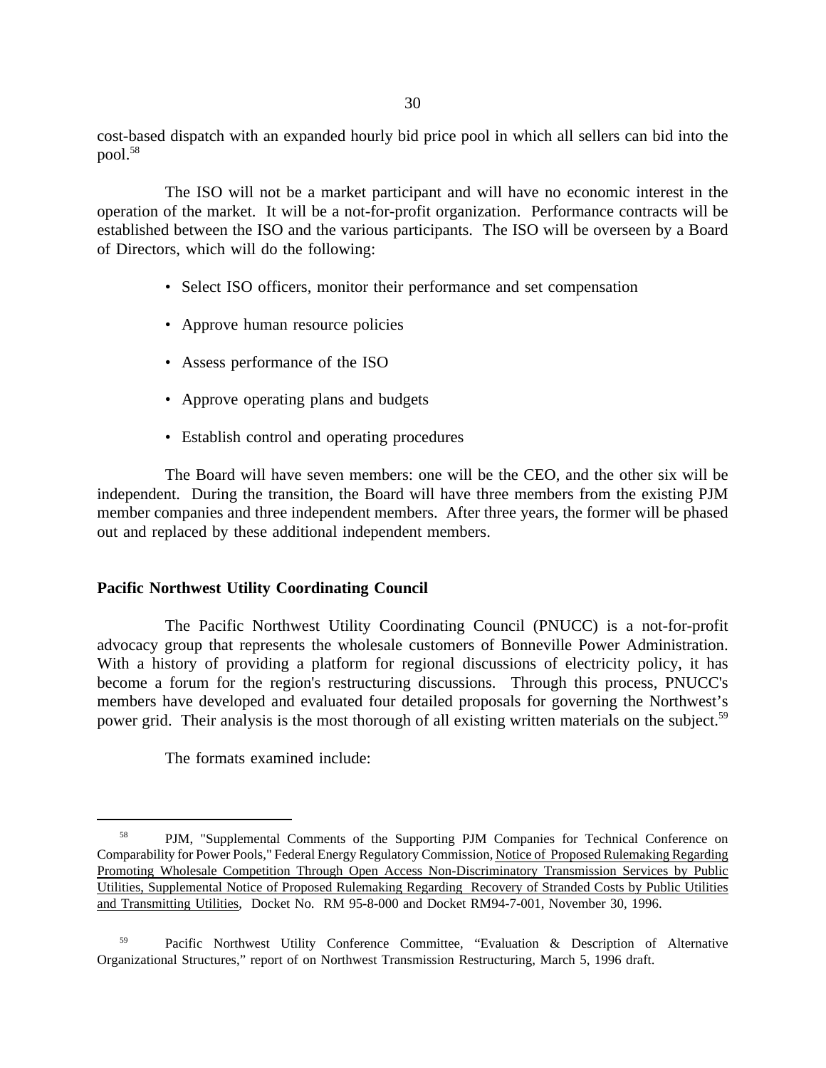cost-based dispatch with an expanded hourly bid price pool in which all sellers can bid into the pool.[58]

The ISO will not be a market participant and will have no economic interest in the operation of the market. It will be a not-for-profit organization. Performance contracts will be established between the ISO and the various participants. The ISO will be overseen by a Board of Directors, which will do the following:

- Select ISO officers, monitor their performance and set compensation
- Approve human resource policies
- Assess performance of the ISO
- Approve operating plans and budgets
- Establish control and operating procedures

The Board will have seven members: one will be the CEO, and the other six will be independent. During the transition, the Board will have three members from the existing PJM member companies and three independent members. After three years, the former will be phased out and replaced by these additional independent members.

**Pacific Northwest Utility Coordinating Council**

The Pacific Northwest Utility Coordinating Council (PNUCC) is a not-for-profit advocacy group that represents the wholesale customers of Bonneville Power Administration. With a history of providing a platform for regional discussions of electricity policy, it has become a forum for the region's restructuring discussions. Through this process, PNUCC's members have developed and evaluated four detailed proposals for governing the Northwest's power grid. Their analysis is the most thorough of all existing written materials on the subject.[59]

The formats examined include:

---

[58] PJM, "Supplemental Comments of the Supporting PJM Companies for Technical Conference on Comparability for Power Pools," Federal Energy Regulatory Commission, Notice of Proposed Rulemaking Regarding Promoting Wholesale Competition Through Open Access Non-Discriminatory Transmission Services by Public Utilities, Supplemental Notice of Proposed Rulemaking Regarding Recovery of Stranded Costs by Public Utilities and Transmitting Utilities, Docket No. RM 95-8-000 and Docket RM94-7-001, November 30, 1996.

[59] Pacific Northwest Utility Conference Committee, "Evaluation & Description of Alternative Organizational Structures," report of on Northwest Transmission Restructuring, March 5, 1996 draft.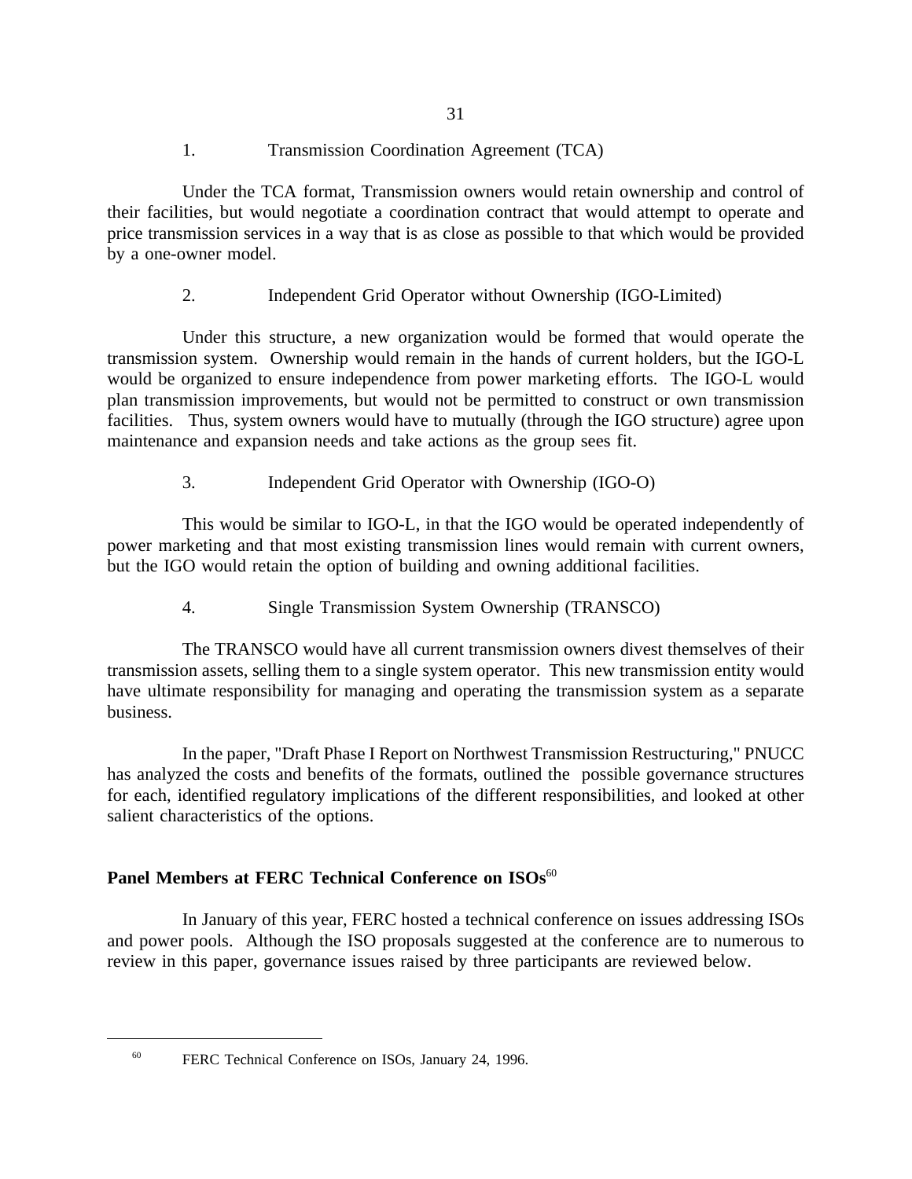1. Transmission Coordination Agreement (TCA)

Under the TCA format, Transmission owners would retain ownership and control of their facilities, but would negotiate a coordination contract that would attempt to operate and price transmission services in a way that is as close as possible to that which would be provided by a one-owner model.

2. Independent Grid Operator without Ownership (IGO-Limited)

Under this structure, a new organization would be formed that would operate the transmission system. Ownership would remain in the hands of current holders, but the IGO-L would be organized to ensure independence from power marketing efforts. The IGO-L would plan transmission improvements, but would not be permitted to construct or own transmission facilities. Thus, system owners would have to mutually (through the IGO structure) agree upon maintenance and expansion needs and take actions as the group sees fit.

3. Independent Grid Operator with Ownership (IGO-O)

This would be similar to IGO-L, in that the IGO would be operated independently of power marketing and that most existing transmission lines would remain with current owners, but the IGO would retain the option of building and owning additional facilities.

4. Single Transmission System Ownership (TRANSCO)

The TRANSCO would have all current transmission owners divest themselves of their transmission assets, selling them to a single system operator. This new transmission entity would have ultimate responsibility for managing and operating the transmission system as a separate business.

In the paper, "Draft Phase I Report on Northwest Transmission Restructuring," PNUCC has analyzed the costs and benefits of the formats, outlined the possible governance structures for each, identified regulatory implications of the different responsibilities, and looked at other salient characteristics of the options.

**Panel Members at FERC Technical Conference on ISOs**[60]

In January of this year, FERC hosted a technical conference on issues addressing ISOs and power pools. Although the ISO proposals suggested at the conference are to numerous to review in this paper, governance issues raised by three participants are reviewed below.

---

[60] FERC Technical Conference on ISOs, January 24, 1996.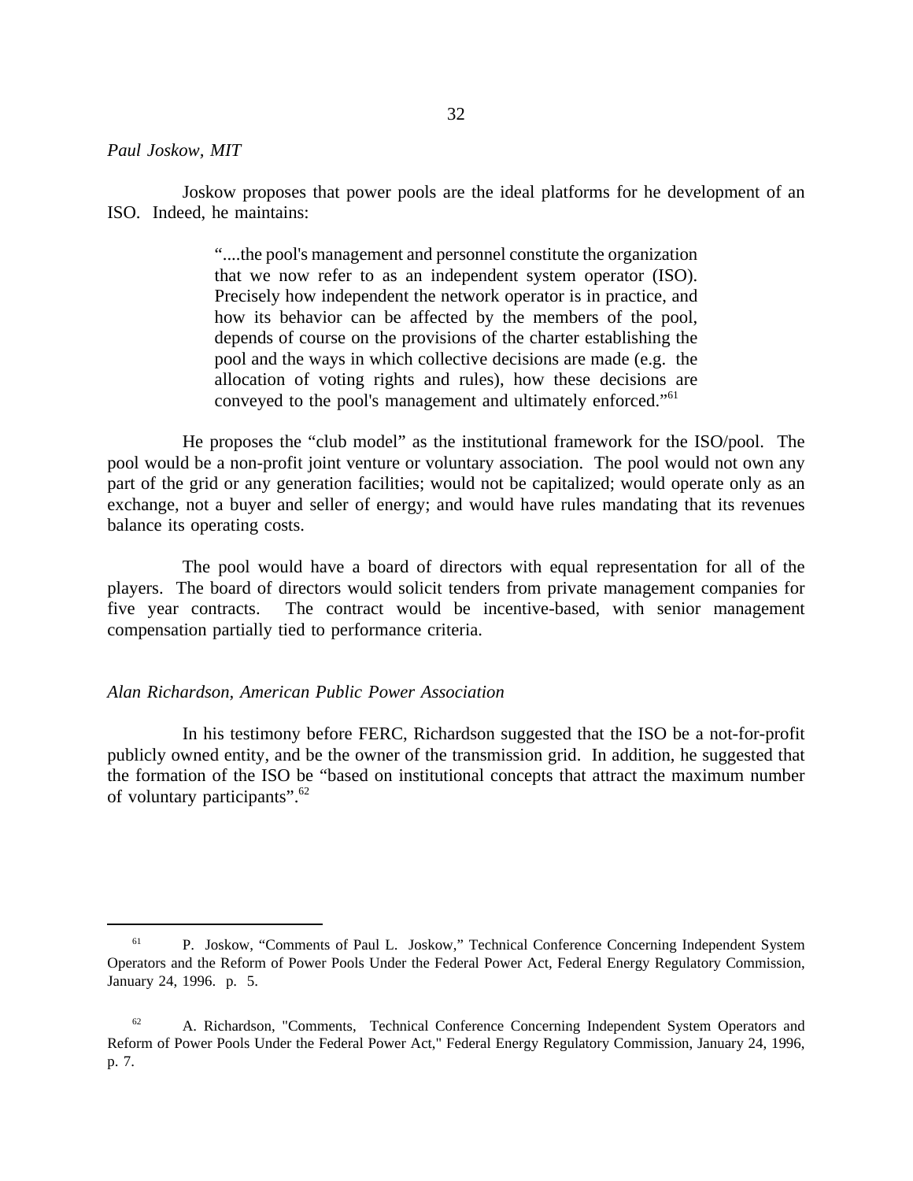*Paul Joskow, MIT*

Joskow proposes that power pools are the ideal platforms for he development of an ISO. Indeed, he maintains:

> "....the pool's management and personnel constitute the organization that we now refer to as an independent system operator (ISO). Precisely how independent the network operator is in practice, and how its behavior can be affected by the members of the pool, depends of course on the provisions of the charter establishing the pool and the ways in which collective decisions are made (e.g. the allocation of voting rights and rules), how these decisions are conveyed to the pool's management and ultimately enforced."[61]

He proposes the "club model" as the institutional framework for the ISO/pool. The pool would be a non-profit joint venture or voluntary association. The pool would not own any part of the grid or any generation facilities; would not be capitalized; would operate only as an exchange, not a buyer and seller of energy; and would have rules mandating that its revenues balance its operating costs.

The pool would have a board of directors with equal representation for all of the players. The board of directors would solicit tenders from private management companies for five year contracts. The contract would be incentive-based, with senior management compensation partially tied to performance criteria.

*Alan Richardson, American Public Power Association*

In his testimony before FERC, Richardson suggested that the ISO be a not-for-profit publicly owned entity, and be the owner of the transmission grid. In addition, he suggested that the formation of the ISO be "based on institutional concepts that attract the maximum number of voluntary participants".[62]

---

[61] P. Joskow, "Comments of Paul L. Joskow," Technical Conference Concerning Independent System Operators and the Reform of Power Pools Under the Federal Power Act, Federal Energy Regulatory Commission, January 24, 1996. p. 5.

[62] A. Richardson, "Comments, Technical Conference Concerning Independent System Operators and Reform of Power Pools Under the Federal Power Act," Federal Energy Regulatory Commission, January 24, 1996, p. 7.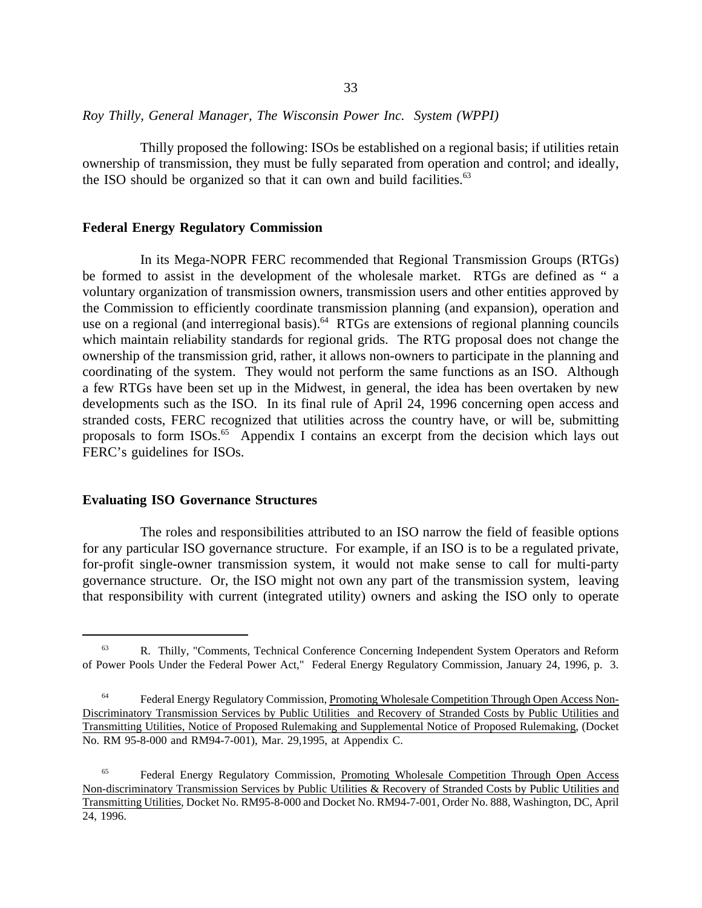*Roy Thilly, General Manager, The Wisconsin Power Inc. System (WPPI)*

Thilly proposed the following: ISOs be established on a regional basis; if utilities retain ownership of transmission, they must be fully separated from operation and control; and ideally, the ISO should be organized so that it can own and build facilities.[63]

**Federal Energy Regulatory Commission**

In its Mega-NOPR FERC recommended that Regional Transmission Groups (RTGs) be formed to assist in the development of the wholesale market. RTGs are defined as " a voluntary organization of transmission owners, transmission users and other entities approved by the Commission to efficiently coordinate transmission planning (and expansion), operation and use on a regional (and interregional basis).[64] RTGs are extensions of regional planning councils which maintain reliability standards for regional grids. The RTG proposal does not change the ownership of the transmission grid, rather, it allows non-owners to participate in the planning and coordinating of the system. They would not perform the same functions as an ISO. Although a few RTGs have been set up in the Midwest, in general, the idea has been overtaken by new developments such as the ISO. In its final rule of April 24, 1996 concerning open access and stranded costs, FERC recognized that utilities across the country have, or will be, submitting proposals to form ISOs.[65] Appendix I contains an excerpt from the decision which lays out FERC's guidelines for ISOs.

**Evaluating ISO Governance Structures**

The roles and responsibilities attributed to an ISO narrow the field of feasible options for any particular ISO governance structure. For example, if an ISO is to be a regulated private, for-profit single-owner transmission system, it would not make sense to call for multi-party governance structure. Or, the ISO might not own any part of the transmission system, leaving that responsibility with current (integrated utility) owners and asking the ISO only to operate

---

[63] R. Thilly, "Comments, Technical Conference Concerning Independent System Operators and Reform of Power Pools Under the Federal Power Act," Federal Energy Regulatory Commission, January 24, 1996, p. 3.

[64] Federal Energy Regulatory Commission, Promoting Wholesale Competition Through Open Access Non-Discriminatory Transmission Services by Public Utilities and Recovery of Stranded Costs by Public Utilities and Transmitting Utilities, Notice of Proposed Rulemaking and Supplemental Notice of Proposed Rulemaking, (Docket No. RM 95-8-000 and RM94-7-001), Mar. 29,1995, at Appendix C.

[65] Federal Energy Regulatory Commission, Promoting Wholesale Competition Through Open Access Non-discriminatory Transmission Services by Public Utilities & Recovery of Stranded Costs by Public Utilities and Transmitting Utilities, Docket No. RM95-8-000 and Docket No. RM94-7-001, Order No. 888, Washington, DC, April 24, 1996.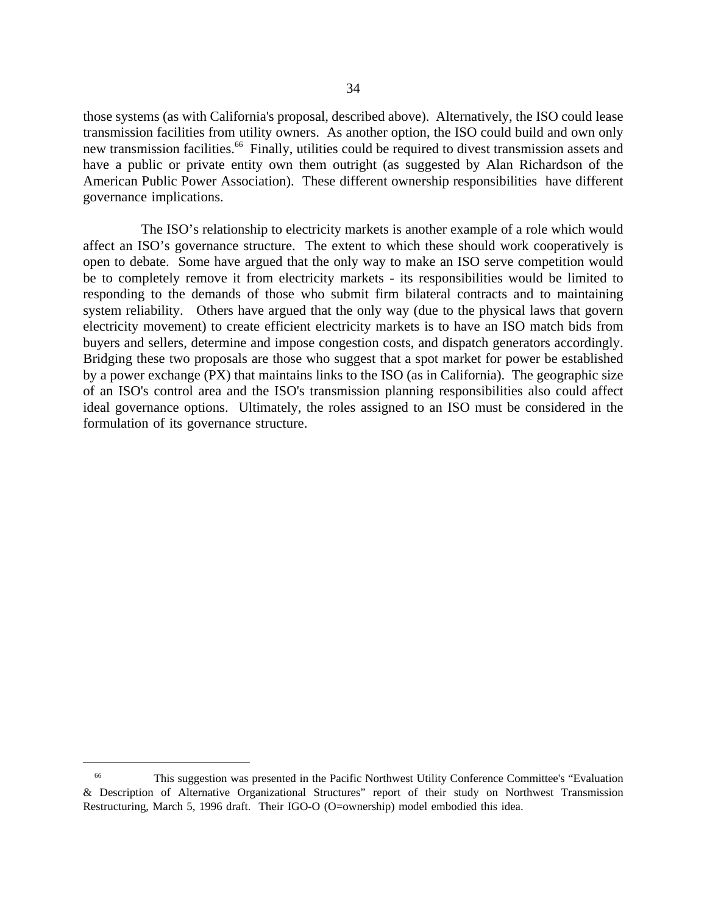those systems (as with California's proposal, described above). Alternatively, the ISO could lease transmission facilities from utility owners. As another option, the ISO could build and own only new transmission facilities.[66] Finally, utilities could be required to divest transmission assets and have a public or private entity own them outright (as suggested by Alan Richardson of the American Public Power Association). These different ownership responsibilities have different governance implications.

The ISO's relationship to electricity markets is another example of a role which would affect an ISO's governance structure. The extent to which these should work cooperatively is open to debate. Some have argued that the only way to make an ISO serve competition would be to completely remove it from electricity markets - its responsibilities would be limited to responding to the demands of those who submit firm bilateral contracts and to maintaining system reliability. Others have argued that the only way (due to the physical laws that govern electricity movement) to create efficient electricity markets is to have an ISO match bids from buyers and sellers, determine and impose congestion costs, and dispatch generators accordingly. Bridging these two proposals are those who suggest that a spot market for power be established by a power exchange (PX) that maintains links to the ISO (as in California). The geographic size of an ISO's control area and the ISO's transmission planning responsibilities also could affect ideal governance options. Ultimately, the roles assigned to an ISO must be considered in the formulation of its governance structure.

---

[66] This suggestion was presented in the Pacific Northwest Utility Conference Committee's "Evaluation & Description of Alternative Organizational Structures" report of their study on Northwest Transmission Restructuring, March 5, 1996 draft. Their IGO-O (O=ownership) model embodied this idea.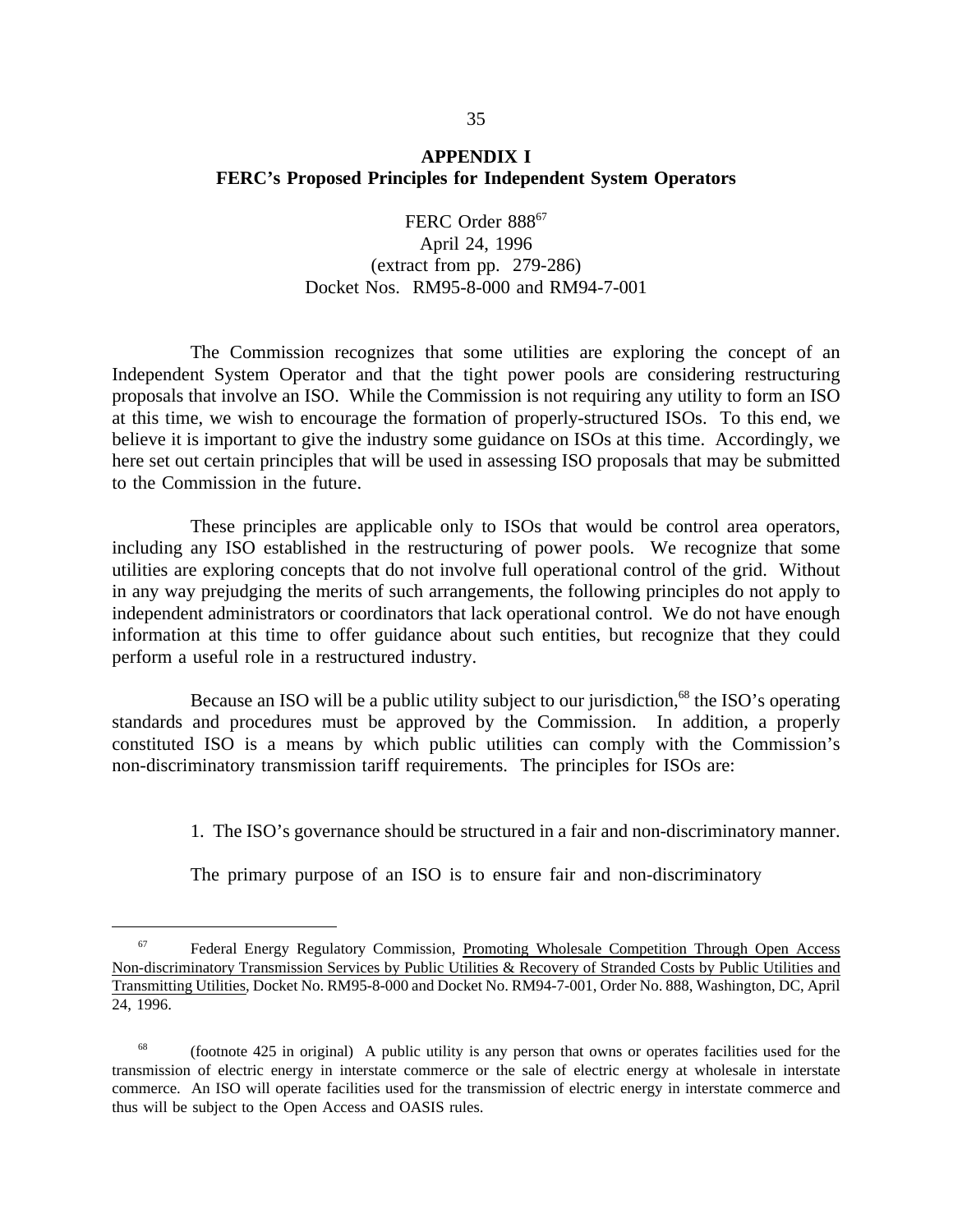## APPENDIX I
## FERC's Proposed Principles for Independent System Operators

FERC Order 888[67]
April 24, 1996
(extract from pp. 279-286)
Docket Nos. RM95-8-000 and RM94-7-001

The Commission recognizes that some utilities are exploring the concept of an Independent System Operator and that the tight power pools are considering restructuring proposals that involve an ISO. While the Commission is not requiring any utility to form an ISO at this time, we wish to encourage the formation of properly-structured ISOs. To this end, we believe it is important to give the industry some guidance on ISOs at this time. Accordingly, we here set out certain principles that will be used in assessing ISO proposals that may be submitted to the Commission in the future.

These principles are applicable only to ISOs that would be control area operators, including any ISO established in the restructuring of power pools. We recognize that some utilities are exploring concepts that do not involve full operational control of the grid. Without in any way prejudging the merits of such arrangements, the following principles do not apply to independent administrators or coordinators that lack operational control. We do not have enough information at this time to offer guidance about such entities, but recognize that they could perform a useful role in a restructured industry.

Because an ISO will be a public utility subject to our jurisdiction,[68] the ISO's operating standards and procedures must be approved by the Commission. In addition, a properly constituted ISO is a means by which public utilities can comply with the Commission's non-discriminatory transmission tariff requirements. The principles for ISOs are:

1. The ISO's governance should be structured in a fair and non-discriminatory manner.

The primary purpose of an ISO is to ensure fair and non-discriminatory

---

[67] Federal Energy Regulatory Commission, Promoting Wholesale Competition Through Open Access Non-discriminatory Transmission Services by Public Utilities & Recovery of Stranded Costs by Public Utilities and Transmitting Utilities, Docket No. RM95-8-000 and Docket No. RM94-7-001, Order No. 888, Washington, DC, April 24, 1996.

[68] (footnote 425 in original) A public utility is any person that owns or operates facilities used for the transmission of electric energy in interstate commerce or the sale of electric energy at wholesale in interstate commerce. An ISO will operate facilities used for the transmission of electric energy in interstate commerce and thus will be subject to the Open Access and OASIS rules.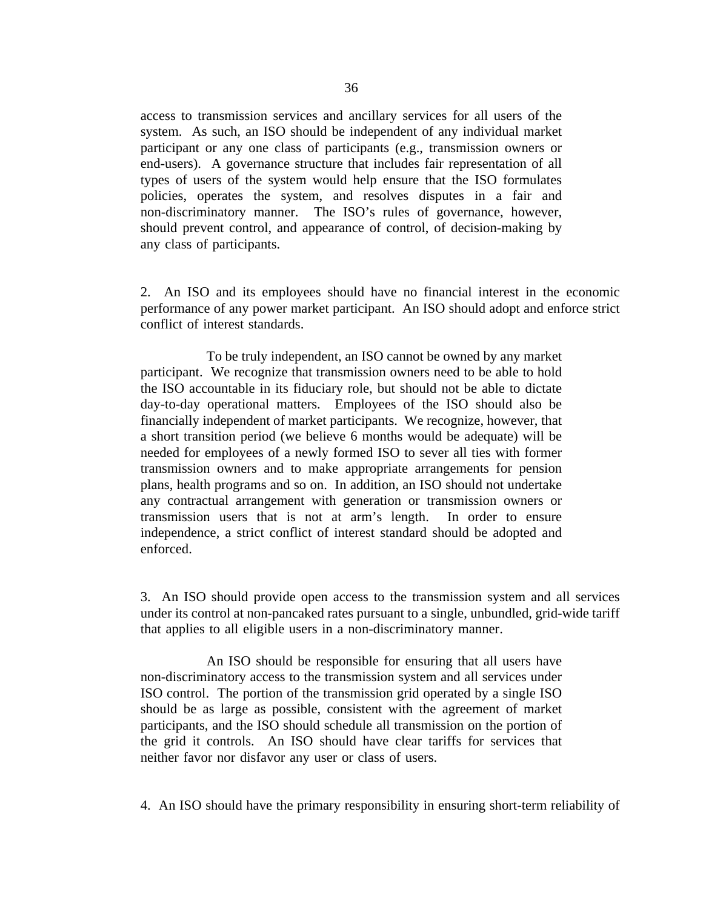access to transmission services and ancillary services for all users of the system. As such, an ISO should be independent of any individual market participant or any one class of participants (e.g., transmission owners or end-users). A governance structure that includes fair representation of all types of users of the system would help ensure that the ISO formulates policies, operates the system, and resolves disputes in a fair and non-discriminatory manner. The ISO's rules of governance, however, should prevent control, and appearance of control, of decision-making by any class of participants.

2. An ISO and its employees should have no financial interest in the economic performance of any power market participant. An ISO should adopt and enforce strict conflict of interest standards.

To be truly independent, an ISO cannot be owned by any market participant. We recognize that transmission owners need to be able to hold the ISO accountable in its fiduciary role, but should not be able to dictate day-to-day operational matters. Employees of the ISO should also be financially independent of market participants. We recognize, however, that a short transition period (we believe 6 months would be adequate) will be needed for employees of a newly formed ISO to sever all ties with former transmission owners and to make appropriate arrangements for pension plans, health programs and so on. In addition, an ISO should not undertake any contractual arrangement with generation or transmission owners or transmission users that is not at arm's length. In order to ensure independence, a strict conflict of interest standard should be adopted and enforced.

3. An ISO should provide open access to the transmission system and all services under its control at non-pancaked rates pursuant to a single, unbundled, grid-wide tariff that applies to all eligible users in a non-discriminatory manner.

An ISO should be responsible for ensuring that all users have non-discriminatory access to the transmission system and all services under ISO control. The portion of the transmission grid operated by a single ISO should be as large as possible, consistent with the agreement of market participants, and the ISO should schedule all transmission on the portion of the grid it controls. An ISO should have clear tariffs for services that neither favor nor disfavor any user or class of users.

4. An ISO should have the primary responsibility in ensuring short-term reliability of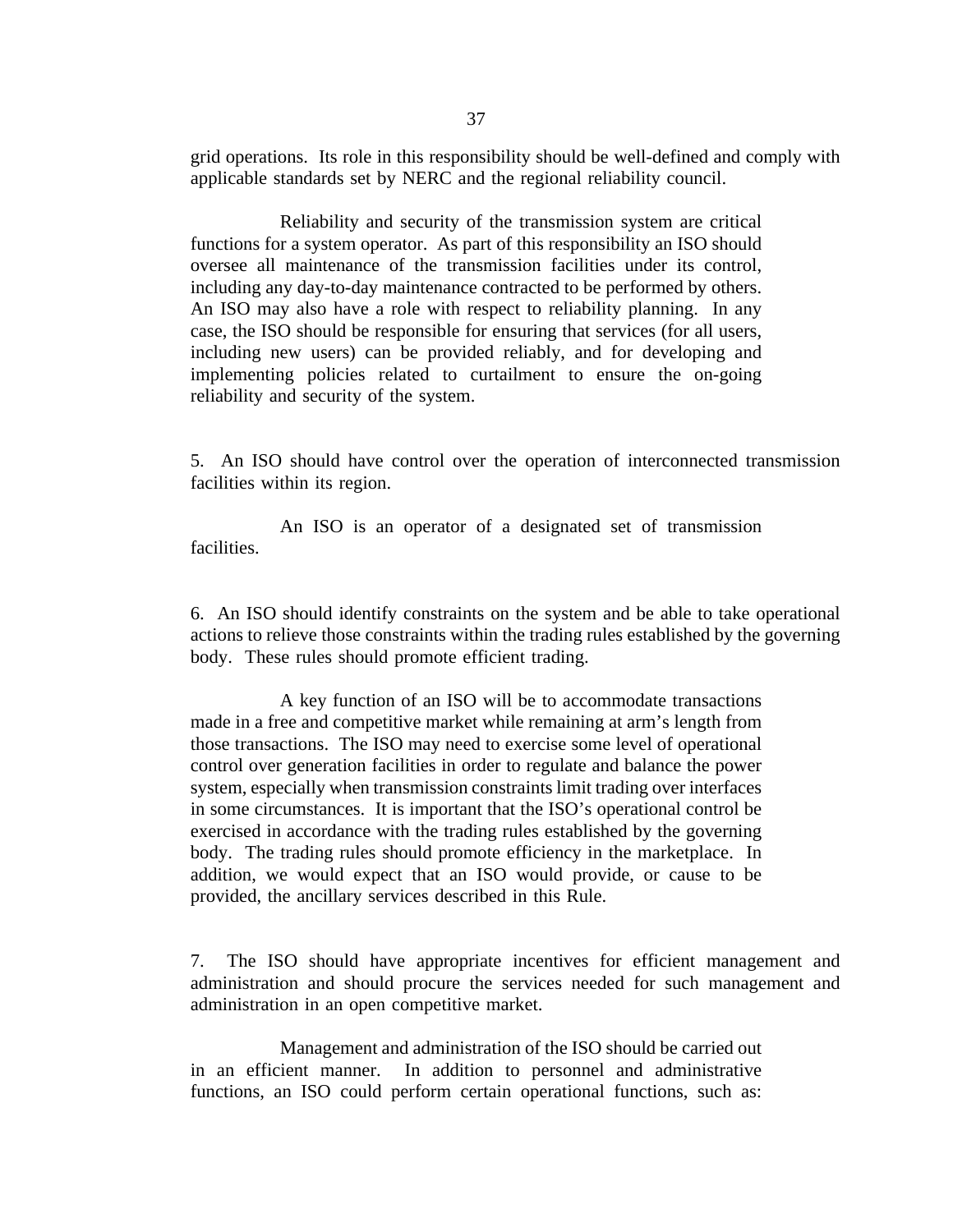grid operations. Its role in this responsibility should be well-defined and comply with applicable standards set by NERC and the regional reliability council.

> Reliability and security of the transmission system are critical functions for a system operator. As part of this responsibility an ISO should oversee all maintenance of the transmission facilities under its control, including any day-to-day maintenance contracted to be performed by others. An ISO may also have a role with respect to reliability planning. In any case, the ISO should be responsible for ensuring that services (for all users, including new users) can be provided reliably, and for developing and implementing policies related to curtailment to ensure the on-going reliability and security of the system.

5. An ISO should have control over the operation of interconnected transmission facilities within its region.

> An ISO is an operator of a designated set of transmission facilities.

6. An ISO should identify constraints on the system and be able to take operational actions to relieve those constraints within the trading rules established by the governing body. These rules should promote efficient trading.

> A key function of an ISO will be to accommodate transactions made in a free and competitive market while remaining at arm's length from those transactions. The ISO may need to exercise some level of operational control over generation facilities in order to regulate and balance the power system, especially when transmission constraints limit trading over interfaces in some circumstances. It is important that the ISO's operational control be exercised in accordance with the trading rules established by the governing body. The trading rules should promote efficiency in the marketplace. In addition, we would expect that an ISO would provide, or cause to be provided, the ancillary services described in this Rule.

7. The ISO should have appropriate incentives for efficient management and administration and should procure the services needed for such management and administration in an open competitive market.

> Management and administration of the ISO should be carried out in an efficient manner. In addition to personnel and administrative functions, an ISO could perform certain operational functions, such as: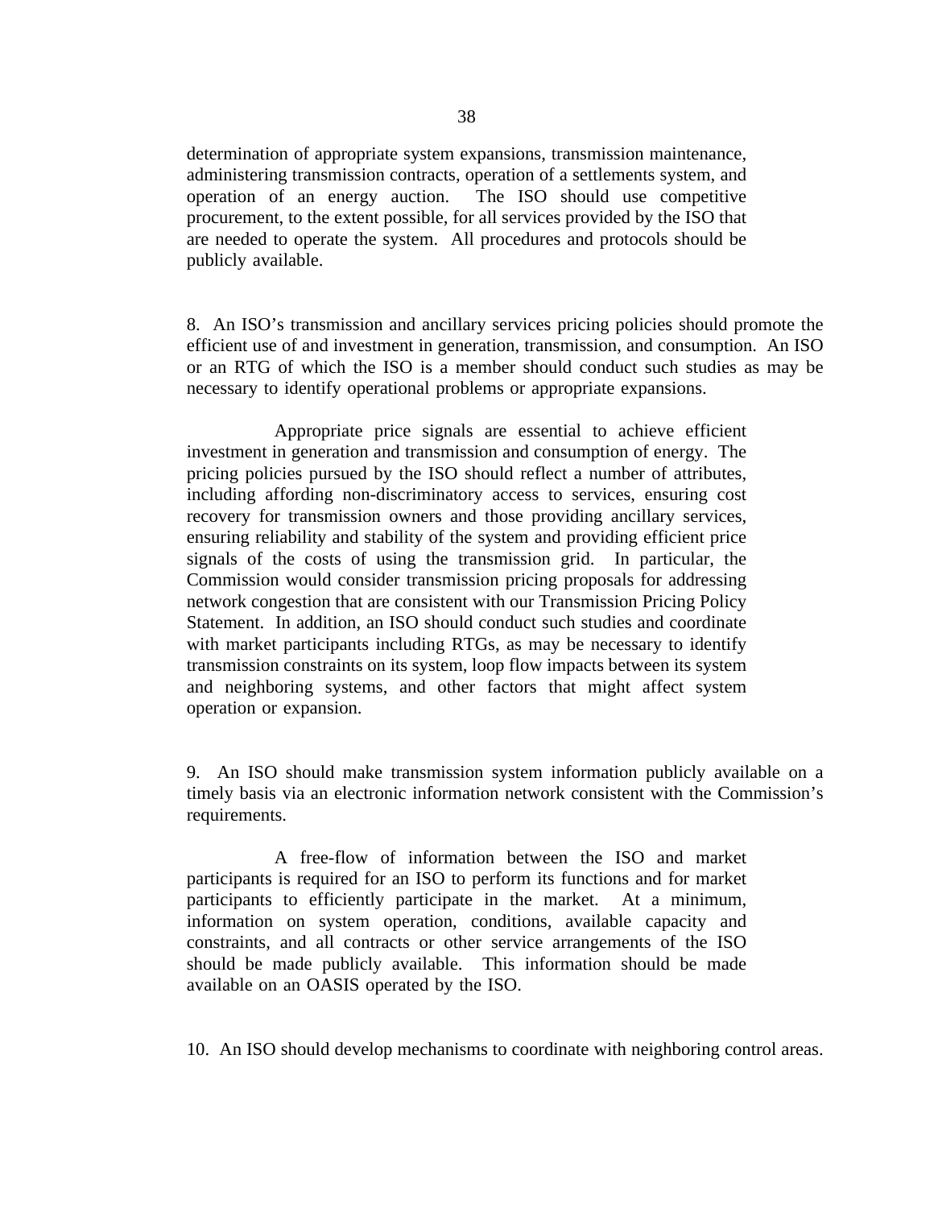determination of appropriate system expansions, transmission maintenance, administering transmission contracts, operation of a settlements system, and operation of an energy auction. The ISO should use competitive procurement, to the extent possible, for all services provided by the ISO that are needed to operate the system. All procedures and protocols should be publicly available.

8. An ISO's transmission and ancillary services pricing policies should promote the efficient use of and investment in generation, transmission, and consumption. An ISO or an RTG of which the ISO is a member should conduct such studies as may be necessary to identify operational problems or appropriate expansions.

Appropriate price signals are essential to achieve efficient investment in generation and transmission and consumption of energy. The pricing policies pursued by the ISO should reflect a number of attributes, including affording non-discriminatory access to services, ensuring cost recovery for transmission owners and those providing ancillary services, ensuring reliability and stability of the system and providing efficient price signals of the costs of using the transmission grid. In particular, the Commission would consider transmission pricing proposals for addressing network congestion that are consistent with our Transmission Pricing Policy Statement. In addition, an ISO should conduct such studies and coordinate with market participants including RTGs, as may be necessary to identify transmission constraints on its system, loop flow impacts between its system and neighboring systems, and other factors that might affect system operation or expansion.

9. An ISO should make transmission system information publicly available on a timely basis via an electronic information network consistent with the Commission's requirements.

A free-flow of information between the ISO and market participants is required for an ISO to perform its functions and for market participants to efficiently participate in the market. At a minimum, information on system operation, conditions, available capacity and constraints, and all contracts or other service arrangements of the ISO should be made publicly available. This information should be made available on an OASIS operated by the ISO.

10. An ISO should develop mechanisms to coordinate with neighboring control areas.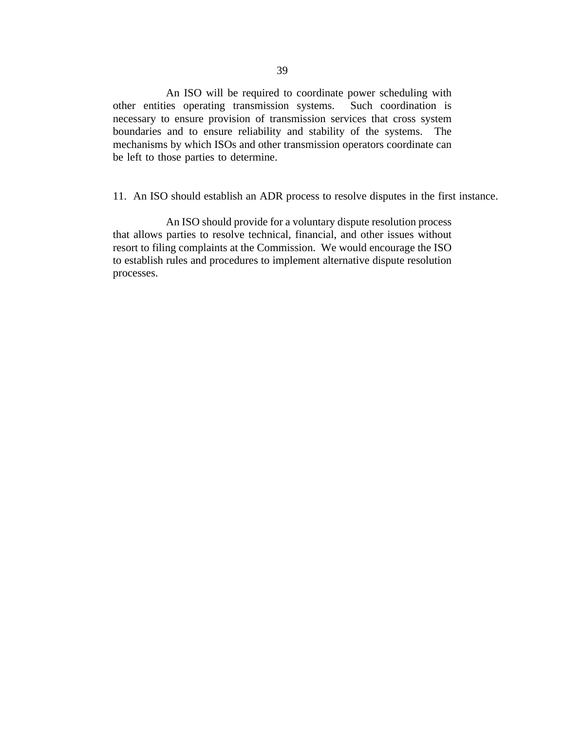An ISO will be required to coordinate power scheduling with other entities operating transmission systems. Such coordination is necessary to ensure provision of transmission services that cross system boundaries and to ensure reliability and stability of the systems. The mechanisms by which ISOs and other transmission operators coordinate can be left to those parties to determine.

11. An ISO should establish an ADR process to resolve disputes in the first instance.

An ISO should provide for a voluntary dispute resolution process that allows parties to resolve technical, financial, and other issues without resort to filing complaints at the Commission. We would encourage the ISO to establish rules and procedures to implement alternative dispute resolution processes.